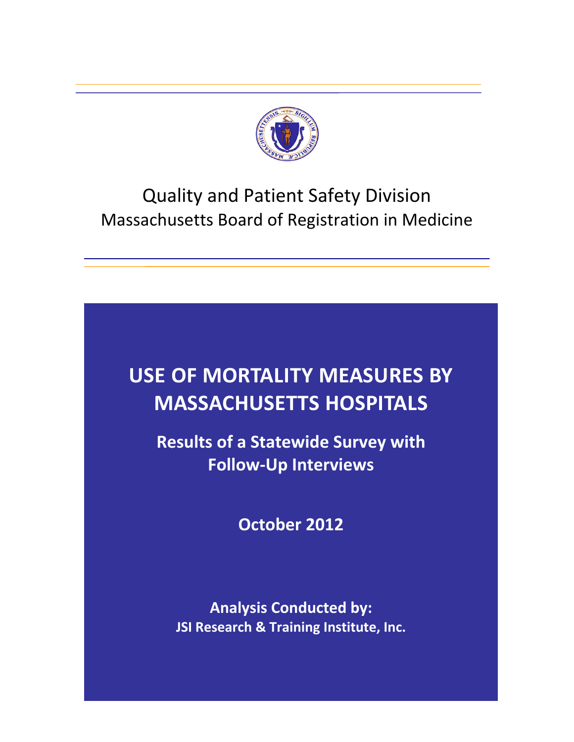Quality and Patient Safety Division

Massachusetts Board of Registration in Medicine

# USE OF MORTALITY MEASURES BY MASSACHUSETTS HOSPITALS

## Results of a Statewide Survey with Follow-Up Interviews

**October 2012**

**Analysis Conducted by:**
**JSI Research & Training Institute, Inc.**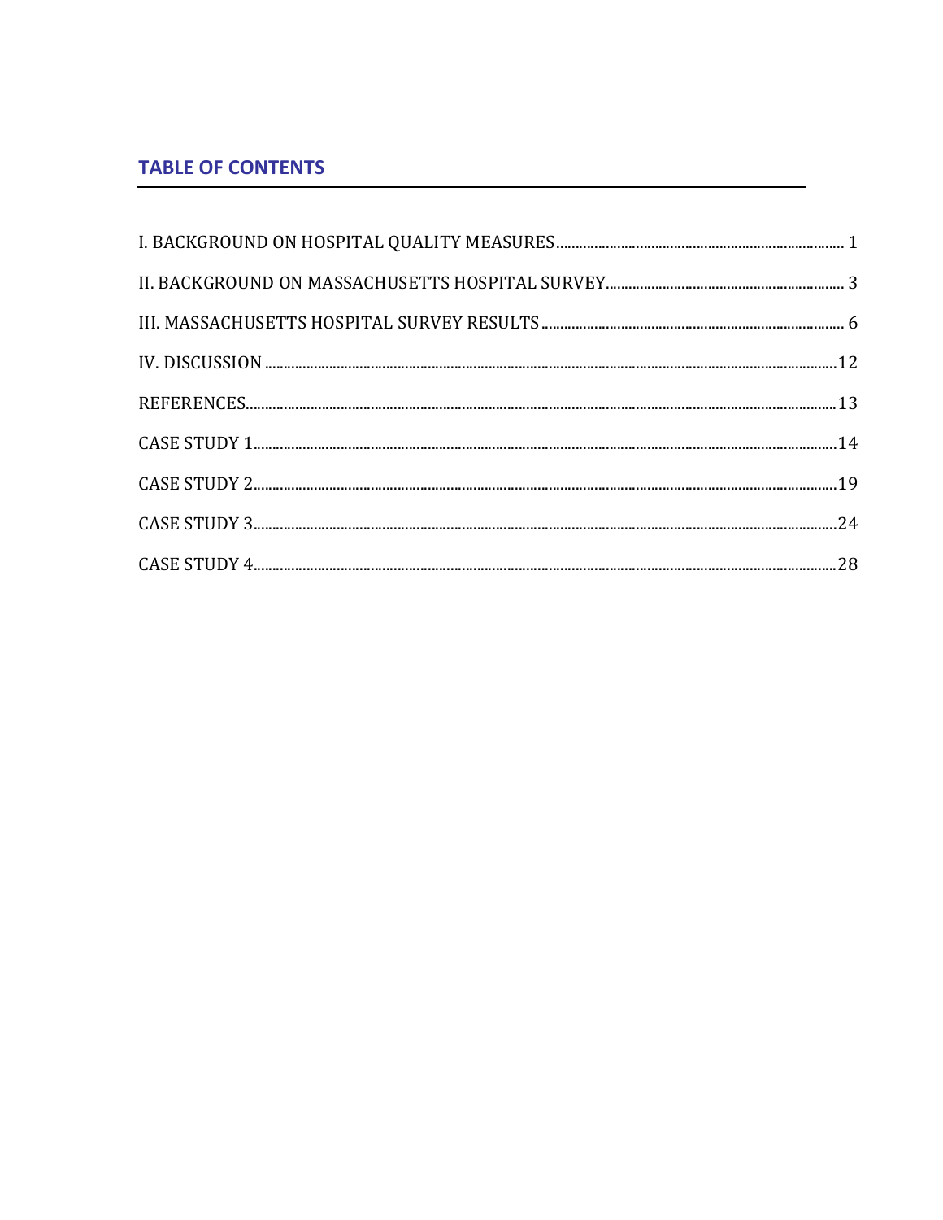## TABLE OF CONTENTS

I. BACKGROUND ON HOSPITAL QUALITY MEASURES ........ 1

II. BACKGROUND ON MASSACHUSETTS HOSPITAL SURVEY ........ 3

III. MASSACHUSETTS HOSPITAL SURVEY RESULTS ........ 6

IV. DISCUSSION ........ 12

REFERENCES ........ 13

CASE STUDY 1 ........ 14

CASE STUDY 2 ........ 19

CASE STUDY 3 ........ 24

CASE STUDY 4 ........ 28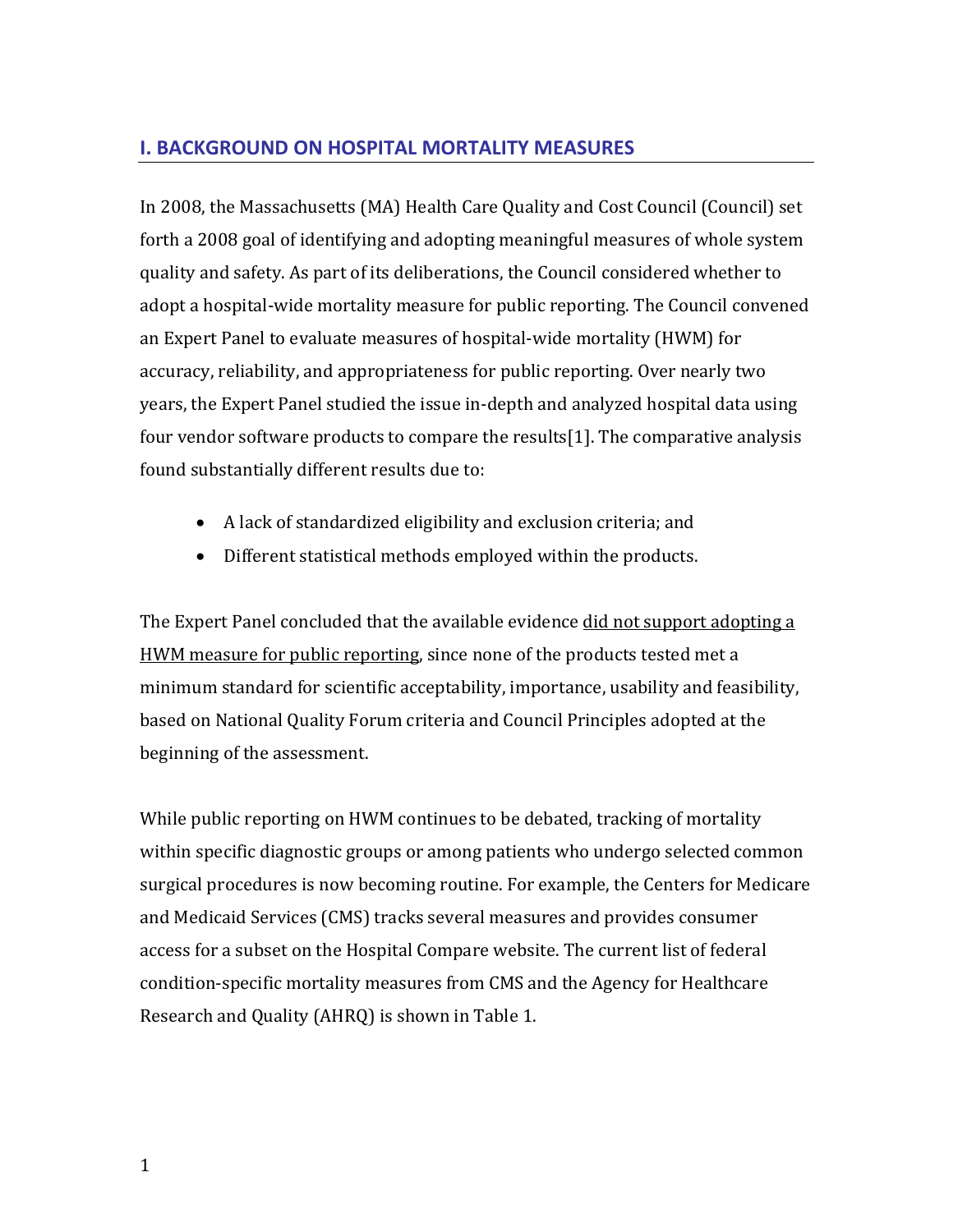## I. BACKGROUND ON HOSPITAL MORTALITY MEASURES

In 2008, the Massachusetts (MA) Health Care Quality and Cost Council (Council) set forth a 2008 goal of identifying and adopting meaningful measures of whole system quality and safety. As part of its deliberations, the Council considered whether to adopt a hospital-wide mortality measure for public reporting. The Council convened an Expert Panel to evaluate measures of hospital-wide mortality (HWM) for accuracy, reliability, and appropriateness for public reporting. Over nearly two years, the Expert Panel studied the issue in-depth and analyzed hospital data using four vendor software products to compare the results[1]. The comparative analysis found substantially different results due to:

- A lack of standardized eligibility and exclusion criteria; and
- Different statistical methods employed within the products.

The Expert Panel concluded that the available evidence did not support adopting a HWM measure for public reporting, since none of the products tested met a minimum standard for scientific acceptability, importance, usability and feasibility, based on National Quality Forum criteria and Council Principles adopted at the beginning of the assessment.

While public reporting on HWM continues to be debated, tracking of mortality within specific diagnostic groups or among patients who undergo selected common surgical procedures is now becoming routine. For example, the Centers for Medicare and Medicaid Services (CMS) tracks several measures and provides consumer access for a subset on the Hospital Compare website. The current list of federal condition-specific mortality measures from CMS and the Agency for Healthcare Research and Quality (AHRQ) is shown in Table 1.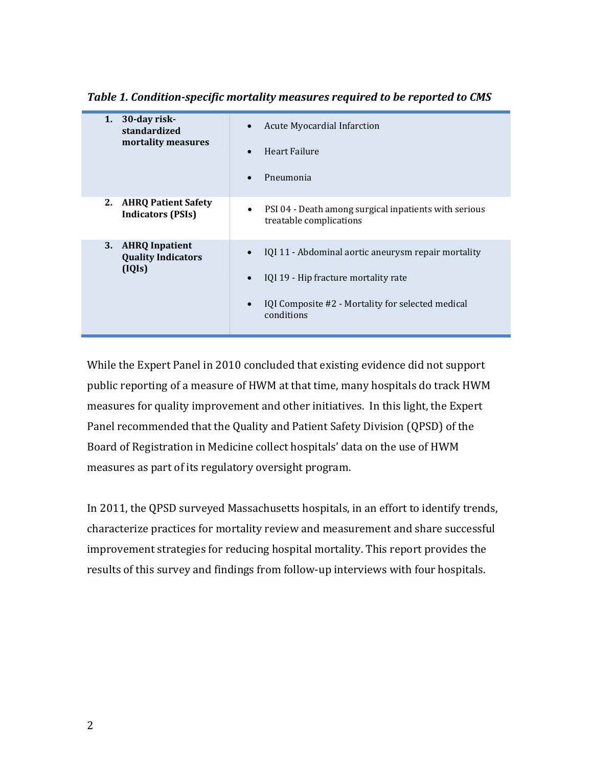***Table 1. Condition-specific mortality measures required to be reported to CMS***

| | |
|---|---|
| **1. 30-day risk-standardized mortality measures** | • Acute Myocardial Infarction<br>• Heart Failure<br>• Pneumonia |
| **2. AHRQ Patient Safety Indicators (PSIs)** | • PSI 04 - Death among surgical inpatients with serious treatable complications |
| **3. AHRQ Inpatient Quality Indicators (IQIs)** | • IQI 11 - Abdominal aortic aneurysm repair mortality<br>• IQI 19 - Hip fracture mortality rate<br>• IQI Composite #2 - Mortality for selected medical conditions |

While the Expert Panel in 2010 concluded that existing evidence did not support public reporting of a measure of HWM at that time, many hospitals do track HWM measures for quality improvement and other initiatives. In this light, the Expert Panel recommended that the Quality and Patient Safety Division (QPSD) of the Board of Registration in Medicine collect hospitals' data on the use of HWM measures as part of its regulatory oversight program.

In 2011, the QPSD surveyed Massachusetts hospitals, in an effort to identify trends, characterize practices for mortality review and measurement and share successful improvement strategies for reducing hospital mortality. This report provides the results of this survey and findings from follow-up interviews with four hospitals.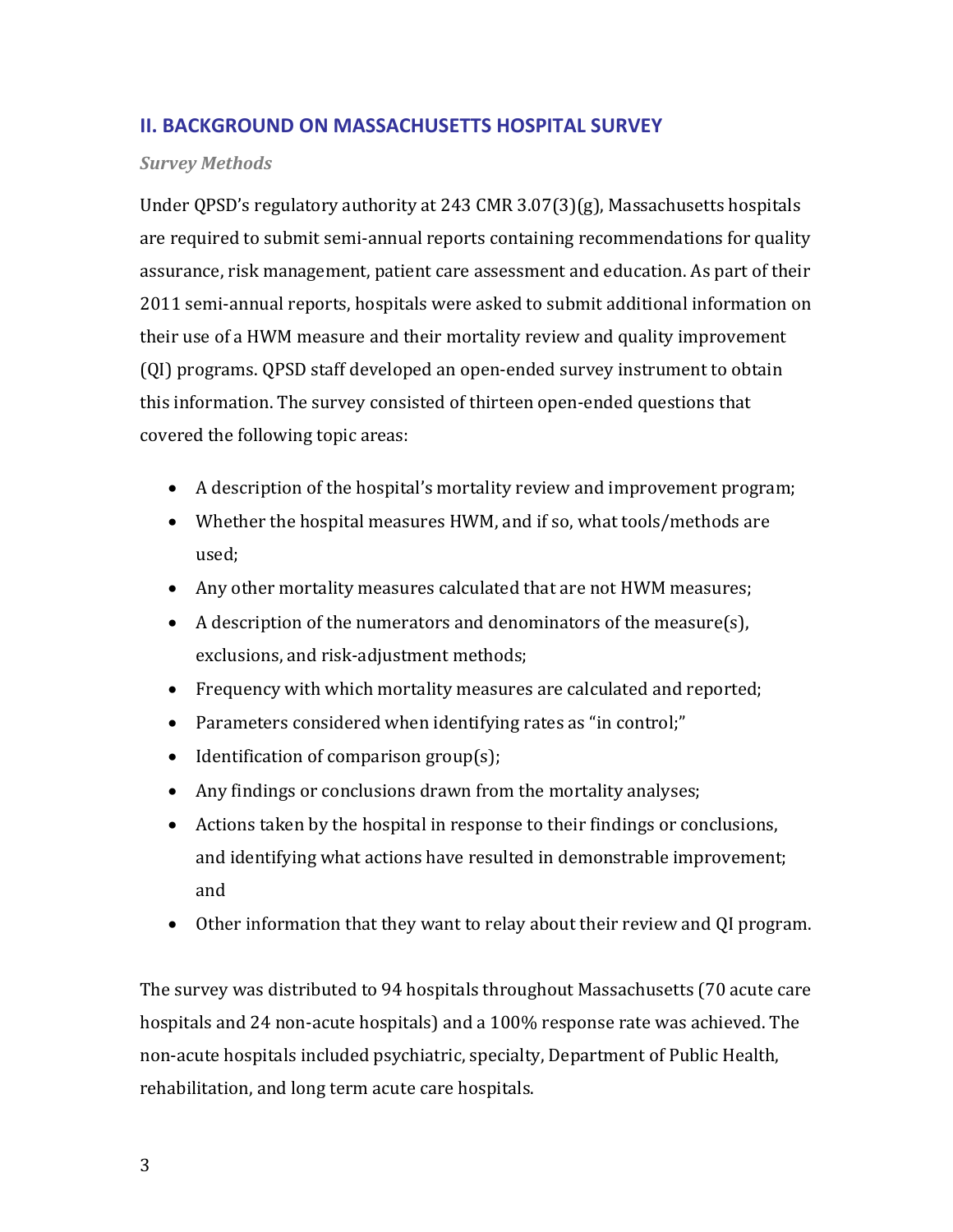## II. BACKGROUND ON MASSACHUSETTS HOSPITAL SURVEY

### *Survey Methods*

Under QPSD's regulatory authority at 243 CMR 3.07(3)(g), Massachusetts hospitals are required to submit semi-annual reports containing recommendations for quality assurance, risk management, patient care assessment and education. As part of their 2011 semi-annual reports, hospitals were asked to submit additional information on their use of a HWM measure and their mortality review and quality improvement (QI) programs. QPSD staff developed an open-ended survey instrument to obtain this information. The survey consisted of thirteen open-ended questions that covered the following topic areas:

- A description of the hospital's mortality review and improvement program;
- Whether the hospital measures HWM, and if so, what tools/methods are used;
- Any other mortality measures calculated that are not HWM measures;
- A description of the numerators and denominators of the measure(s), exclusions, and risk-adjustment methods;
- Frequency with which mortality measures are calculated and reported;
- Parameters considered when identifying rates as "in control;"
- Identification of comparison group(s);
- Any findings or conclusions drawn from the mortality analyses;
- Actions taken by the hospital in response to their findings or conclusions, and identifying what actions have resulted in demonstrable improvement; and
- Other information that they want to relay about their review and QI program.

The survey was distributed to 94 hospitals throughout Massachusetts (70 acute care hospitals and 24 non-acute hospitals) and a 100% response rate was achieved. The non-acute hospitals included psychiatric, specialty, Department of Public Health, rehabilitation, and long term acute care hospitals.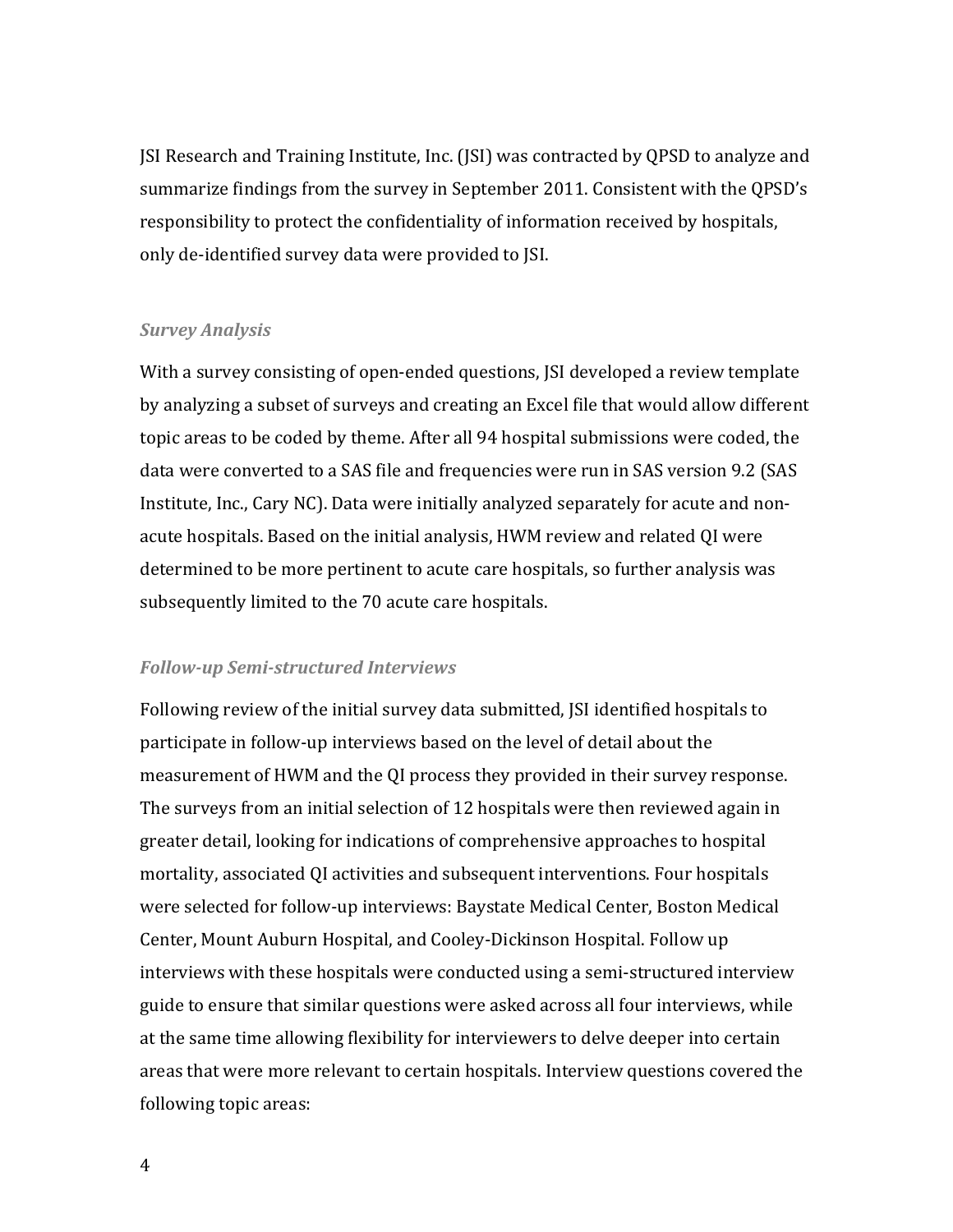JSI Research and Training Institute, Inc. (JSI) was contracted by QPSD to analyze and summarize findings from the survey in September 2011. Consistent with the QPSD's responsibility to protect the confidentiality of information received by hospitals, only de-identified survey data were provided to JSI.

### *Survey Analysis*

With a survey consisting of open-ended questions, JSI developed a review template by analyzing a subset of surveys and creating an Excel file that would allow different topic areas to be coded by theme. After all 94 hospital submissions were coded, the data were converted to a SAS file and frequencies were run in SAS version 9.2 (SAS Institute, Inc., Cary NC). Data were initially analyzed separately for acute and non-acute hospitals. Based on the initial analysis, HWM review and related QI were determined to be more pertinent to acute care hospitals, so further analysis was subsequently limited to the 70 acute care hospitals.

### *Follow-up Semi-structured Interviews*

Following review of the initial survey data submitted, JSI identified hospitals to participate in follow-up interviews based on the level of detail about the measurement of HWM and the QI process they provided in their survey response. The surveys from an initial selection of 12 hospitals were then reviewed again in greater detail, looking for indications of comprehensive approaches to hospital mortality, associated QI activities and subsequent interventions. Four hospitals were selected for follow-up interviews: Baystate Medical Center, Boston Medical Center, Mount Auburn Hospital, and Cooley-Dickinson Hospital. Follow up interviews with these hospitals were conducted using a semi-structured interview guide to ensure that similar questions were asked across all four interviews, while at the same time allowing flexibility for interviewers to delve deeper into certain areas that were more relevant to certain hospitals. Interview questions covered the following topic areas: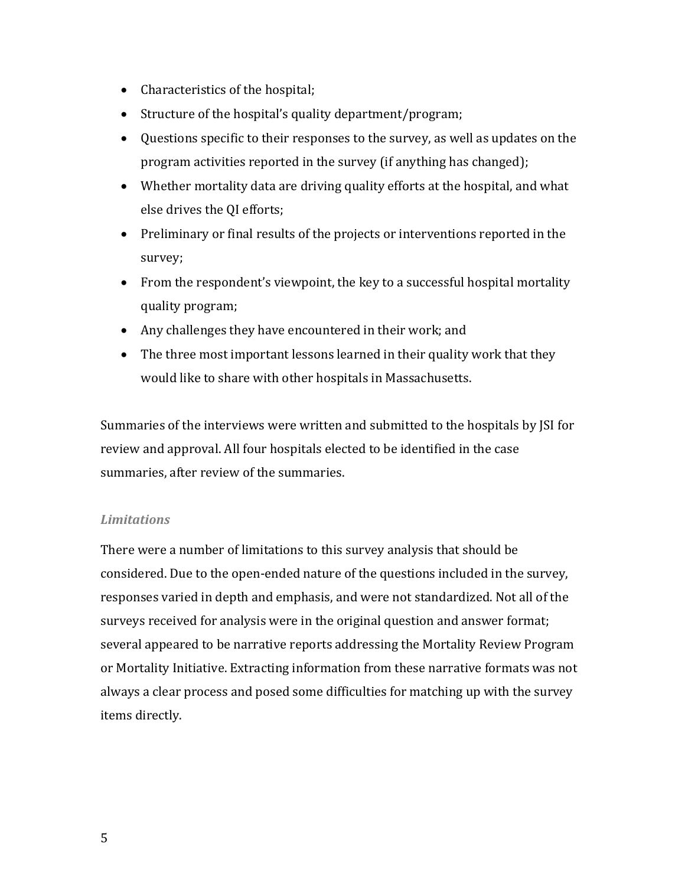- Characteristics of the hospital;
- Structure of the hospital's quality department/program;
- Questions specific to their responses to the survey, as well as updates on the program activities reported in the survey (if anything has changed);
- Whether mortality data are driving quality efforts at the hospital, and what else drives the QI efforts;
- Preliminary or final results of the projects or interventions reported in the survey;
- From the respondent's viewpoint, the key to a successful hospital mortality quality program;
- Any challenges they have encountered in their work; and
- The three most important lessons learned in their quality work that they would like to share with other hospitals in Massachusetts.

Summaries of the interviews were written and submitted to the hospitals by JSI for review and approval. All four hospitals elected to be identified in the case summaries, after review of the summaries.

### *Limitations*

There were a number of limitations to this survey analysis that should be considered. Due to the open-ended nature of the questions included in the survey, responses varied in depth and emphasis, and were not standardized. Not all of the surveys received for analysis were in the original question and answer format; several appeared to be narrative reports addressing the Mortality Review Program or Mortality Initiative. Extracting information from these narrative formats was not always a clear process and posed some difficulties for matching up with the survey items directly.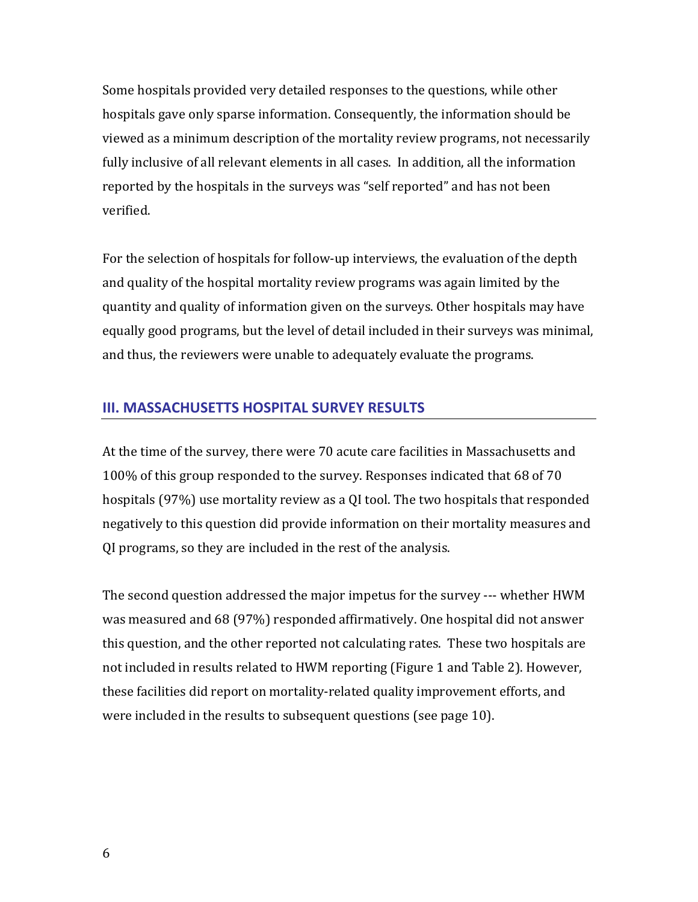Some hospitals provided very detailed responses to the questions, while other hospitals gave only sparse information. Consequently, the information should be viewed as a minimum description of the mortality review programs, not necessarily fully inclusive of all relevant elements in all cases. In addition, all the information reported by the hospitals in the surveys was "self reported" and has not been verified.

For the selection of hospitals for follow-up interviews, the evaluation of the depth and quality of the hospital mortality review programs was again limited by the quantity and quality of information given on the surveys. Other hospitals may have equally good programs, but the level of detail included in their surveys was minimal, and thus, the reviewers were unable to adequately evaluate the programs.

## III. MASSACHUSETTS HOSPITAL SURVEY RESULTS

At the time of the survey, there were 70 acute care facilities in Massachusetts and 100% of this group responded to the survey. Responses indicated that 68 of 70 hospitals (97%) use mortality review as a QI tool. The two hospitals that responded negatively to this question did provide information on their mortality measures and QI programs, so they are included in the rest of the analysis.

The second question addressed the major impetus for the survey --- whether HWM was measured and 68 (97%) responded affirmatively. One hospital did not answer this question, and the other reported not calculating rates. These two hospitals are not included in results related to HWM reporting (Figure 1 and Table 2). However, these facilities did report on mortality-related quality improvement efforts, and were included in the results to subsequent questions (see page 10).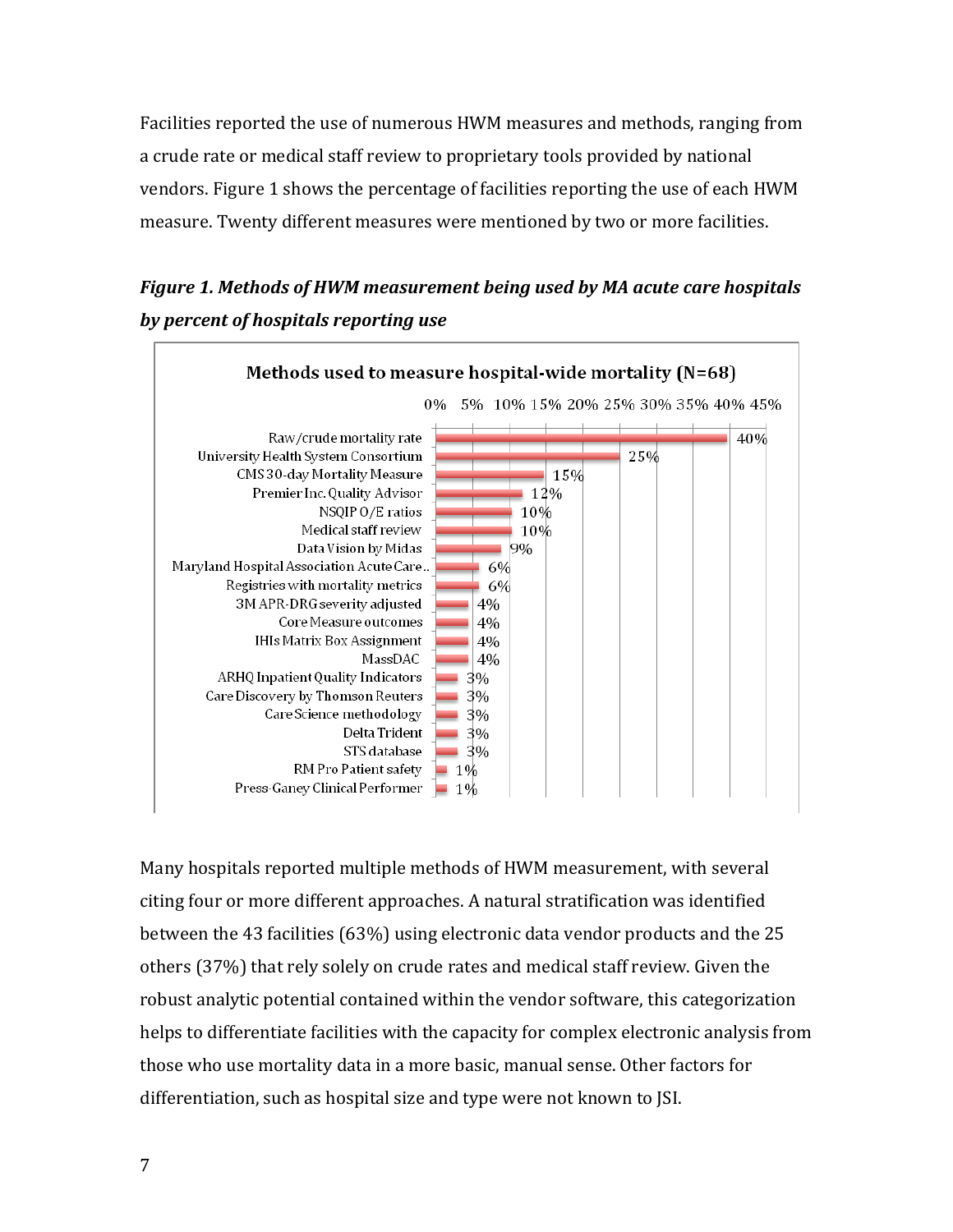Facilities reported the use of numerous HWM measures and methods, ranging from a crude rate or medical staff review to proprietary tools provided by national vendors. Figure 1 shows the percentage of facilities reporting the use of each HWM measure. Twenty different measures were mentioned by two or more facilities.

***Figure 1. Methods of HWM measurement being used by MA acute care hospitals by percent of hospitals reporting use***

**Methods used to measure hospital-wide mortality (N=68)**

| Method | Percent |
|---|---|
| Raw/crude mortality rate | 40% |
| University Health System Consortium | 25% |
| CMS 30-day Mortality Measure | 15% |
| Premier Inc. Quality Advisor | 12% |
| NSQIP O/E ratios | 10% |
| Medical staff review | 10% |
| Data Vision by Midas | 9% |
| Maryland Hospital Association Acute Care.. | 6% |
| Registries with mortality metrics | 6% |
| 3M APR-DRG severity adjusted | 4% |
| Core Measure outcomes | 4% |
| IHIs Matrix Box Assignment | 4% |
| MassDAC | 4% |
| ARHQ Inpatient Quality Indicators | 3% |
| Care Discovery by Thomson Reuters | 3% |
| Care Science methodology | 3% |
| Delta Trident | 3% |
| STS database | 3% |
| RM Pro Patient safety | 1% |
| Press-Ganey Clinical Performer | 1% |

Many hospitals reported multiple methods of HWM measurement, with several citing four or more different approaches. A natural stratification was identified between the 43 facilities (63%) using electronic data vendor products and the 25 others (37%) that rely solely on crude rates and medical staff review. Given the robust analytic potential contained within the vendor software, this categorization helps to differentiate facilities with the capacity for complex electronic analysis from those who use mortality data in a more basic, manual sense. Other factors for differentiation, such as hospital size and type were not known to JSI.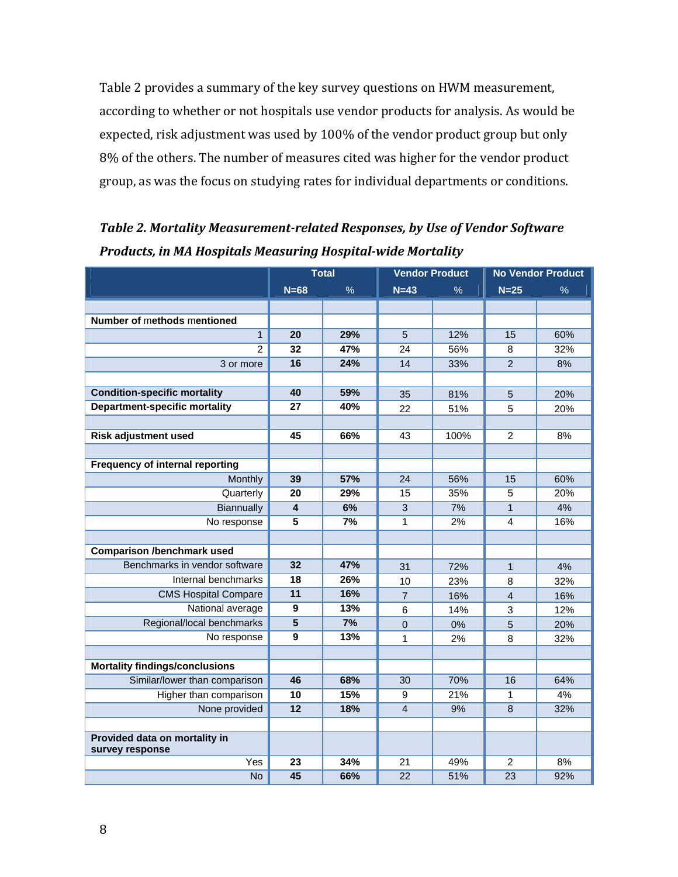Table 2 provides a summary of the key survey questions on HWM measurement, according to whether or not hospitals use vendor products for analysis. As would be expected, risk adjustment was used by 100% of the vendor product group but only 8% of the others. The number of measures cited was higher for the vendor product group, as was the focus on studying rates for individual departments or conditions.

***Table 2. Mortality Measurement-related Responses, by Use of Vendor Software Products, in MA Hospitals Measuring Hospital-wide Mortality***

| | Total | | Vendor Product | | No Vendor Product | |
|---|---|---|---|---|---|---|
| | N=68 | % | N=43 | % | N=25 | % |
| **Number of methods mentioned** | | | | | | |
| 1 | **20** | **29%** | 5 | 12% | 15 | 60% |
| 2 | **32** | **47%** | 24 | 56% | 8 | 32% |
| 3 or more | **16** | **24%** | 14 | 33% | 2 | 8% |
| **Condition-specific mortality** | **40** | **59%** | 35 | 81% | 5 | 20% |
| **Department-specific mortality** | **27** | **40%** | 22 | 51% | 5 | 20% |
| **Risk adjustment used** | **45** | **66%** | 43 | 100% | 2 | 8% |
| **Frequency of internal reporting** | | | | | | |
| Monthly | **39** | **57%** | 24 | 56% | 15 | 60% |
| Quarterly | **20** | **29%** | 15 | 35% | 5 | 20% |
| Biannually | **4** | **6%** | 3 | 7% | 1 | 4% |
| No response | **5** | **7%** | 1 | 2% | 4 | 16% |
| **Comparison /benchmark used** | | | | | | |
| Benchmarks in vendor software | **32** | **47%** | 31 | 72% | 1 | 4% |
| Internal benchmarks | **18** | **26%** | 10 | 23% | 8 | 32% |
| CMS Hospital Compare | **11** | **16%** | 7 | 16% | 4 | 16% |
| National average | **9** | **13%** | 6 | 14% | 3 | 12% |
| Regional/local benchmarks | **5** | **7%** | 0 | 0% | 5 | 20% |
| No response | **9** | **13%** | 1 | 2% | 8 | 32% |
| **Mortality findings/conclusions** | | | | | | |
| Similar/lower than comparison | **46** | **68%** | 30 | 70% | 16 | 64% |
| Higher than comparison | **10** | **15%** | 9 | 21% | 1 | 4% |
| None provided | **12** | **18%** | 4 | 9% | 8 | 32% |
| **Provided data on mortality in survey response** | | | | | | |
| Yes | **23** | **34%** | 21 | 49% | 2 | 8% |
| No | **45** | **66%** | 22 | 51% | 23 | 92% |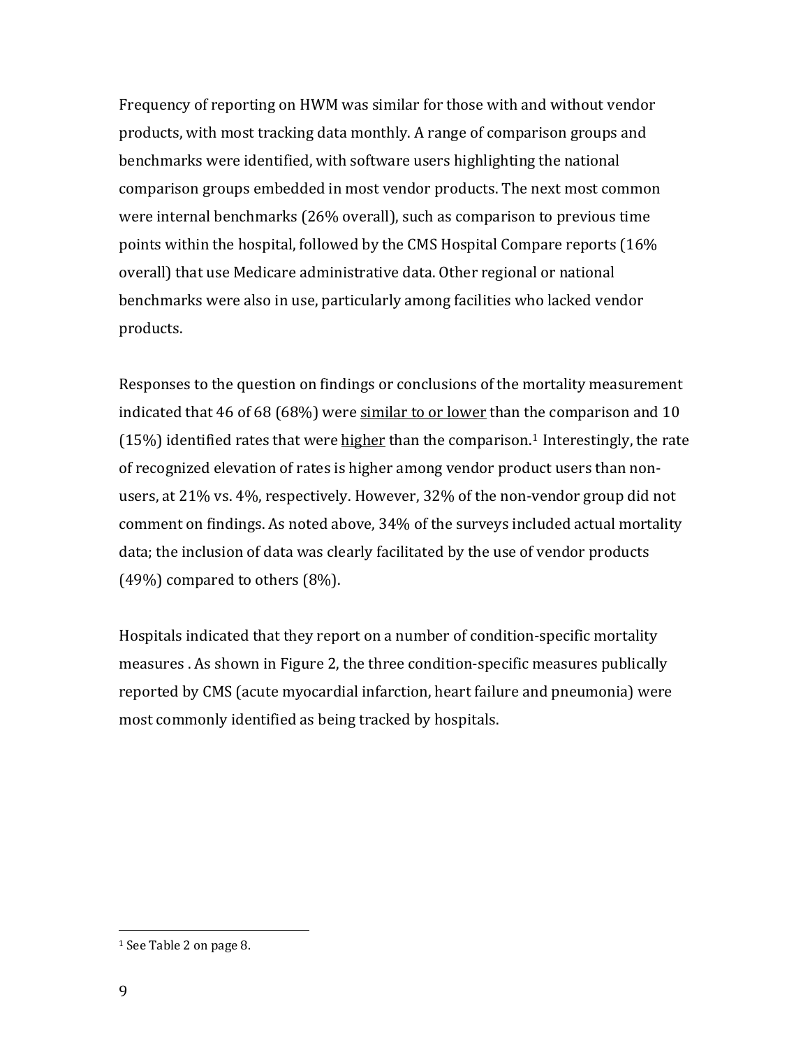Frequency of reporting on HWM was similar for those with and without vendor products, with most tracking data monthly. A range of comparison groups and benchmarks were identified, with software users highlighting the national comparison groups embedded in most vendor products. The next most common were internal benchmarks (26% overall), such as comparison to previous time points within the hospital, followed by the CMS Hospital Compare reports (16% overall) that use Medicare administrative data. Other regional or national benchmarks were also in use, particularly among facilities who lacked vendor products.

Responses to the question on findings or conclusions of the mortality measurement indicated that 46 of 68 (68%) were <u>similar to or lower</u> than the comparison and 10 (15%) identified rates that were <u>higher</u> than the comparison.[1] Interestingly, the rate of recognized elevation of rates is higher among vendor product users than non-users, at 21% vs. 4%, respectively. However, 32% of the non-vendor group did not comment on findings. As noted above, 34% of the surveys included actual mortality data; the inclusion of data was clearly facilitated by the use of vendor products (49%) compared to others (8%).

Hospitals indicated that they report on a number of condition-specific mortality measures . As shown in Figure 2, the three condition-specific measures publically reported by CMS (acute myocardial infarction, heart failure and pneumonia) were most commonly identified as being tracked by hospitals.

---

[1] See Table 2 on page 8.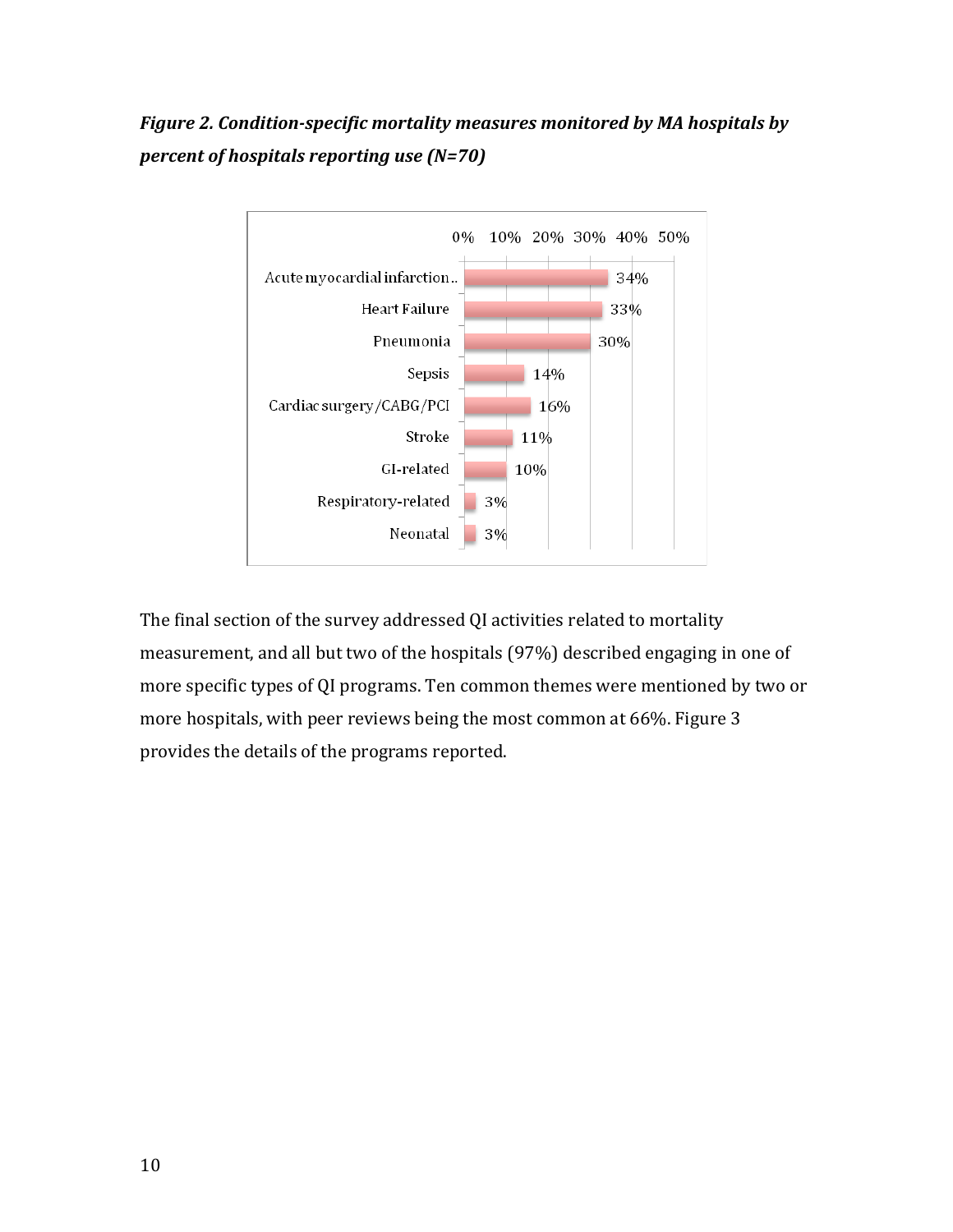***Figure 2. Condition-specific mortality measures monitored by MA hospitals by percent of hospitals reporting use (N=70)***

| Condition | Percent |
|---|---|
| Acute myocardial infarction.. | 34% |
| Heart Failure | 33% |
| Pneumonia | 30% |
| Sepsis | 14% |
| Cardiac surgery/CABG/PCI | 16% |
| Stroke | 11% |
| GI-related | 10% |
| Respiratory-related | 3% |
| Neonatal | 3% |

The final section of the survey addressed QI activities related to mortality measurement, and all but two of the hospitals (97%) described engaging in one of more specific types of QI programs. Ten common themes were mentioned by two or more hospitals, with peer reviews being the most common at 66%. Figure 3 provides the details of the programs reported.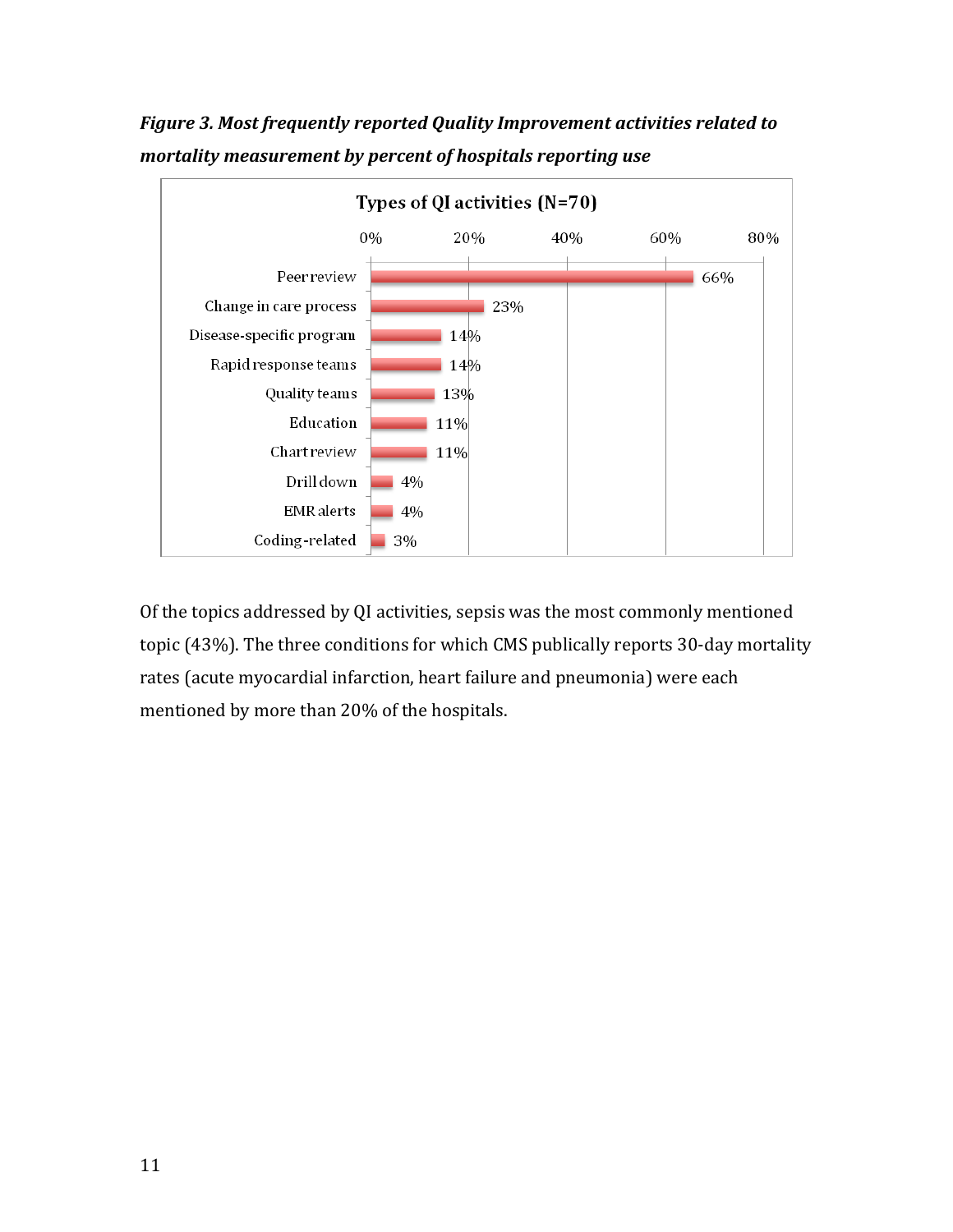***Figure 3. Most frequently reported Quality Improvement activities related to mortality measurement by percent of hospitals reporting use***

**Types of QI activities (N=70)**

| Activity | Percent |
|---|---|
| Peer review | 66% |
| Change in care process | 23% |
| Disease-specific program | 14% |
| Rapid response teams | 14% |
| Quality teams | 13% |
| Education | 11% |
| Chart review | 11% |
| Drill down | 4% |
| EMR alerts | 4% |
| Coding-related | 3% |

Of the topics addressed by QI activities, sepsis was the most commonly mentioned topic (43%). The three conditions for which CMS publically reports 30-day mortality rates (acute myocardial infarction, heart failure and pneumonia) were each mentioned by more than 20% of the hospitals.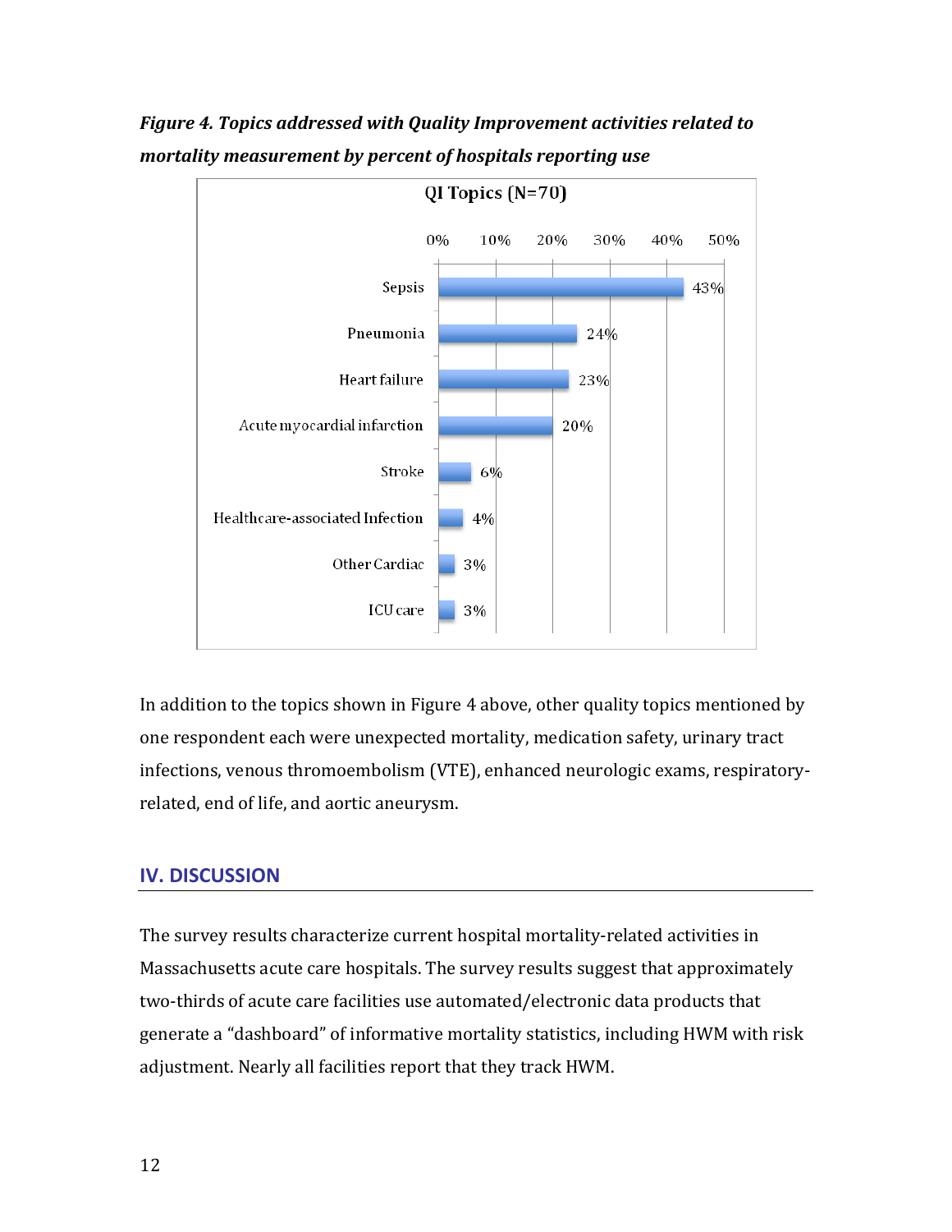***Figure 4. Topics addressed with Quality Improvement activities related to mortality measurement by percent of hospitals reporting use***

QI Topics (N=70)

| Topic | Percent |
|---|---|
| Sepsis | 43% |
| Pneumonia | 24% |
| Heart failure | 23% |
| Acute myocardial infarction | 20% |
| Stroke | 6% |
| Healthcare-associated Infection | 4% |
| Other Cardiac | 3% |
| ICU care | 3% |

In addition to the topics shown in Figure 4 above, other quality topics mentioned by one respondent each were unexpected mortality, medication safety, urinary tract infections, venous thromoembolism (VTE), enhanced neurologic exams, respiratory-related, end of life, and aortic aneurysm.

## IV. DISCUSSION

The survey results characterize current hospital mortality-related activities in Massachusetts acute care hospitals. The survey results suggest that approximately two-thirds of acute care facilities use automated/electronic data products that generate a "dashboard" of informative mortality statistics, including HWM with risk adjustment. Nearly all facilities report that they track HWM.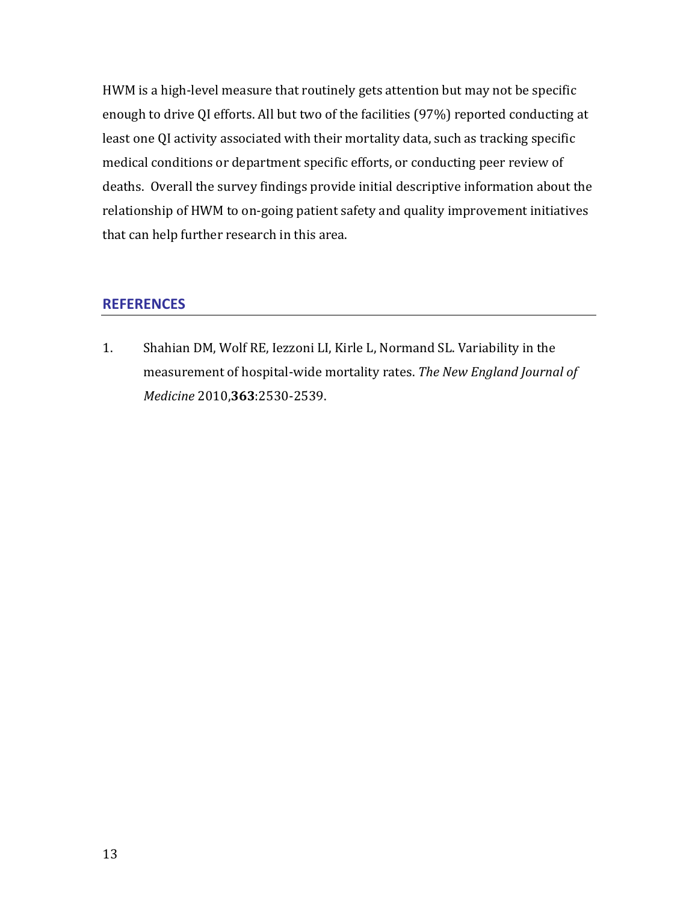HWM is a high-level measure that routinely gets attention but may not be specific enough to drive QI efforts. All but two of the facilities (97%) reported conducting at least one QI activity associated with their mortality data, such as tracking specific medical conditions or department specific efforts, or conducting peer review of deaths. Overall the survey findings provide initial descriptive information about the relationship of HWM to on-going patient safety and quality improvement initiatives that can help further research in this area.

## REFERENCES

1. Shahian DM, Wolf RE, Iezzoni LI, Kirle L, Normand SL. Variability in the measurement of hospital-wide mortality rates. *The New England Journal of Medicine* 2010,**363**:2530-2539.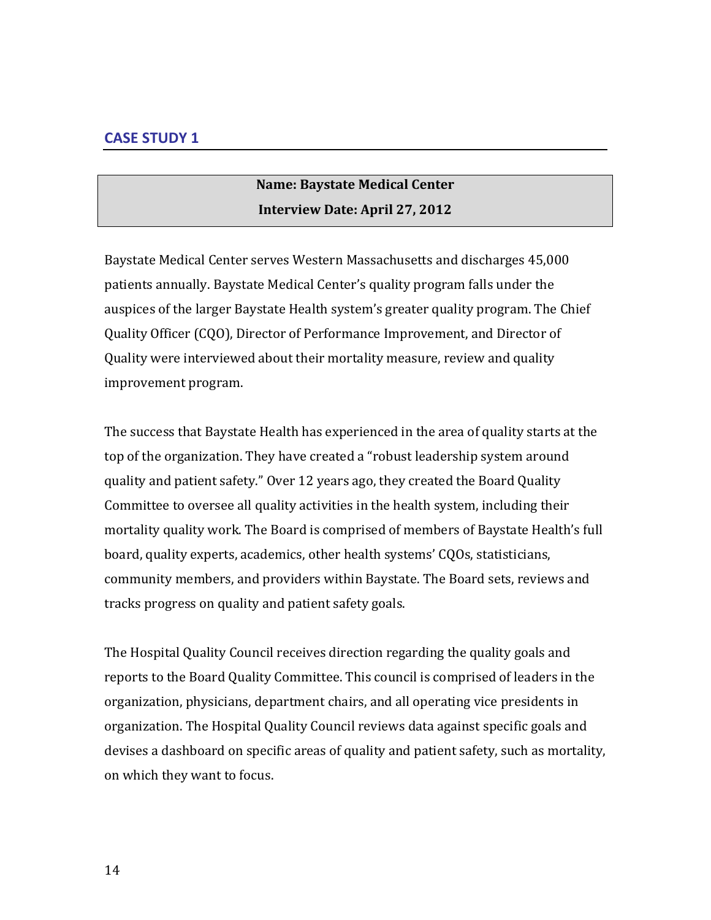## CASE STUDY 1

**Name: Baystate Medical Center**

**Interview Date: April 27, 2012**

Baystate Medical Center serves Western Massachusetts and discharges 45,000 patients annually. Baystate Medical Center's quality program falls under the auspices of the larger Baystate Health system's greater quality program. The Chief Quality Officer (CQO), Director of Performance Improvement, and Director of Quality were interviewed about their mortality measure, review and quality improvement program.

The success that Baystate Health has experienced in the area of quality starts at the top of the organization. They have created a "robust leadership system around quality and patient safety." Over 12 years ago, they created the Board Quality Committee to oversee all quality activities in the health system, including their mortality quality work. The Board is comprised of members of Baystate Health's full board, quality experts, academics, other health systems' CQOs, statisticians, community members, and providers within Baystate. The Board sets, reviews and tracks progress on quality and patient safety goals.

The Hospital Quality Council receives direction regarding the quality goals and reports to the Board Quality Committee. This council is comprised of leaders in the organization, physicians, department chairs, and all operating vice presidents in organization. The Hospital Quality Council reviews data against specific goals and devises a dashboard on specific areas of quality and patient safety, such as mortality, on which they want to focus.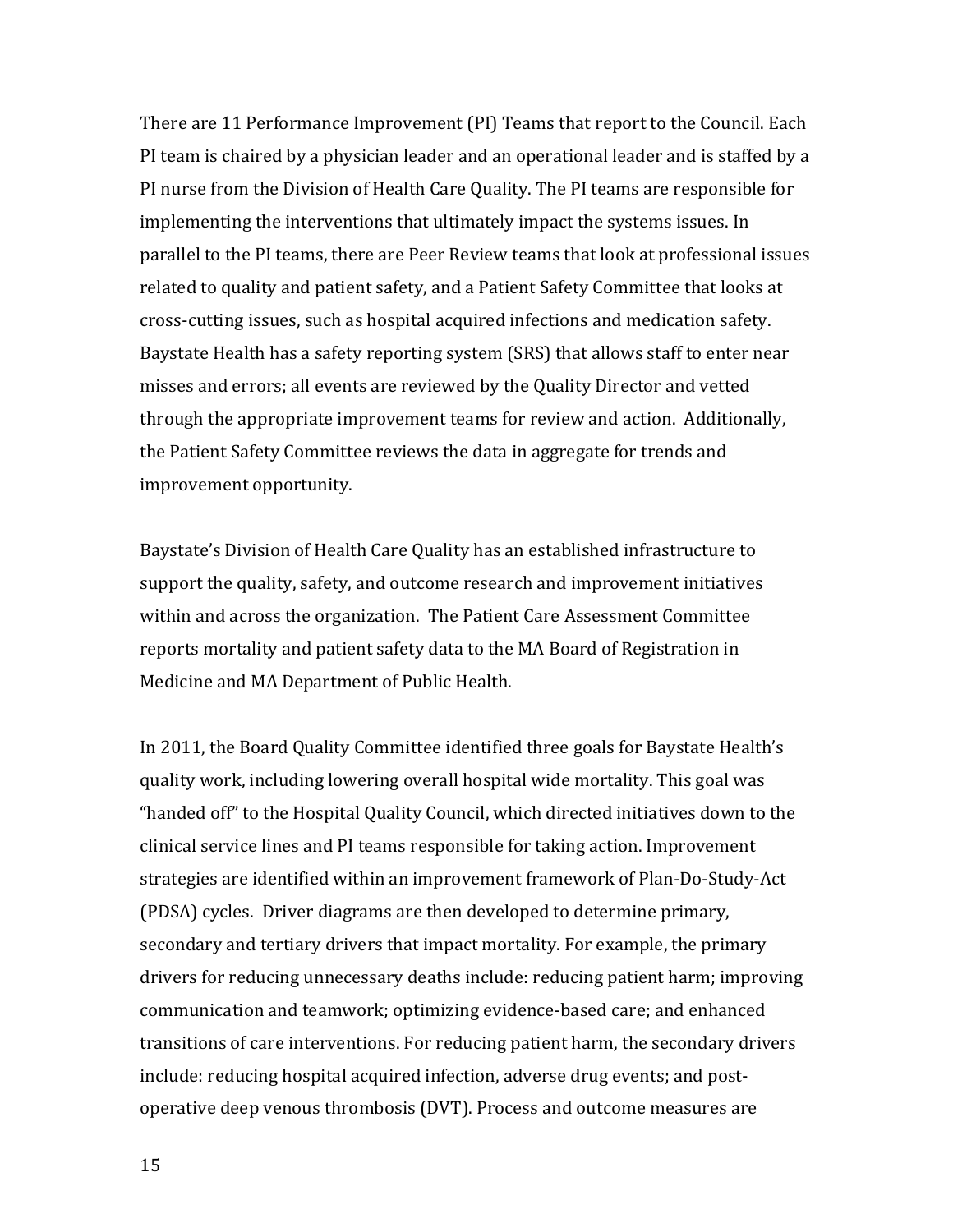There are 11 Performance Improvement (PI) Teams that report to the Council. Each PI team is chaired by a physician leader and an operational leader and is staffed by a PI nurse from the Division of Health Care Quality. The PI teams are responsible for implementing the interventions that ultimately impact the systems issues. In parallel to the PI teams, there are Peer Review teams that look at professional issues related to quality and patient safety, and a Patient Safety Committee that looks at cross-cutting issues, such as hospital acquired infections and medication safety. Baystate Health has a safety reporting system (SRS) that allows staff to enter near misses and errors; all events are reviewed by the Quality Director and vetted through the appropriate improvement teams for review and action. Additionally, the Patient Safety Committee reviews the data in aggregate for trends and improvement opportunity.

Baystate's Division of Health Care Quality has an established infrastructure to support the quality, safety, and outcome research and improvement initiatives within and across the organization. The Patient Care Assessment Committee reports mortality and patient safety data to the MA Board of Registration in Medicine and MA Department of Public Health.

In 2011, the Board Quality Committee identified three goals for Baystate Health's quality work, including lowering overall hospital wide mortality. This goal was "handed off" to the Hospital Quality Council, which directed initiatives down to the clinical service lines and PI teams responsible for taking action. Improvement strategies are identified within an improvement framework of Plan-Do-Study-Act (PDSA) cycles. Driver diagrams are then developed to determine primary, secondary and tertiary drivers that impact mortality. For example, the primary drivers for reducing unnecessary deaths include: reducing patient harm; improving communication and teamwork; optimizing evidence-based care; and enhanced transitions of care interventions. For reducing patient harm, the secondary drivers include: reducing hospital acquired infection, adverse drug events; and post-operative deep venous thrombosis (DVT). Process and outcome measures are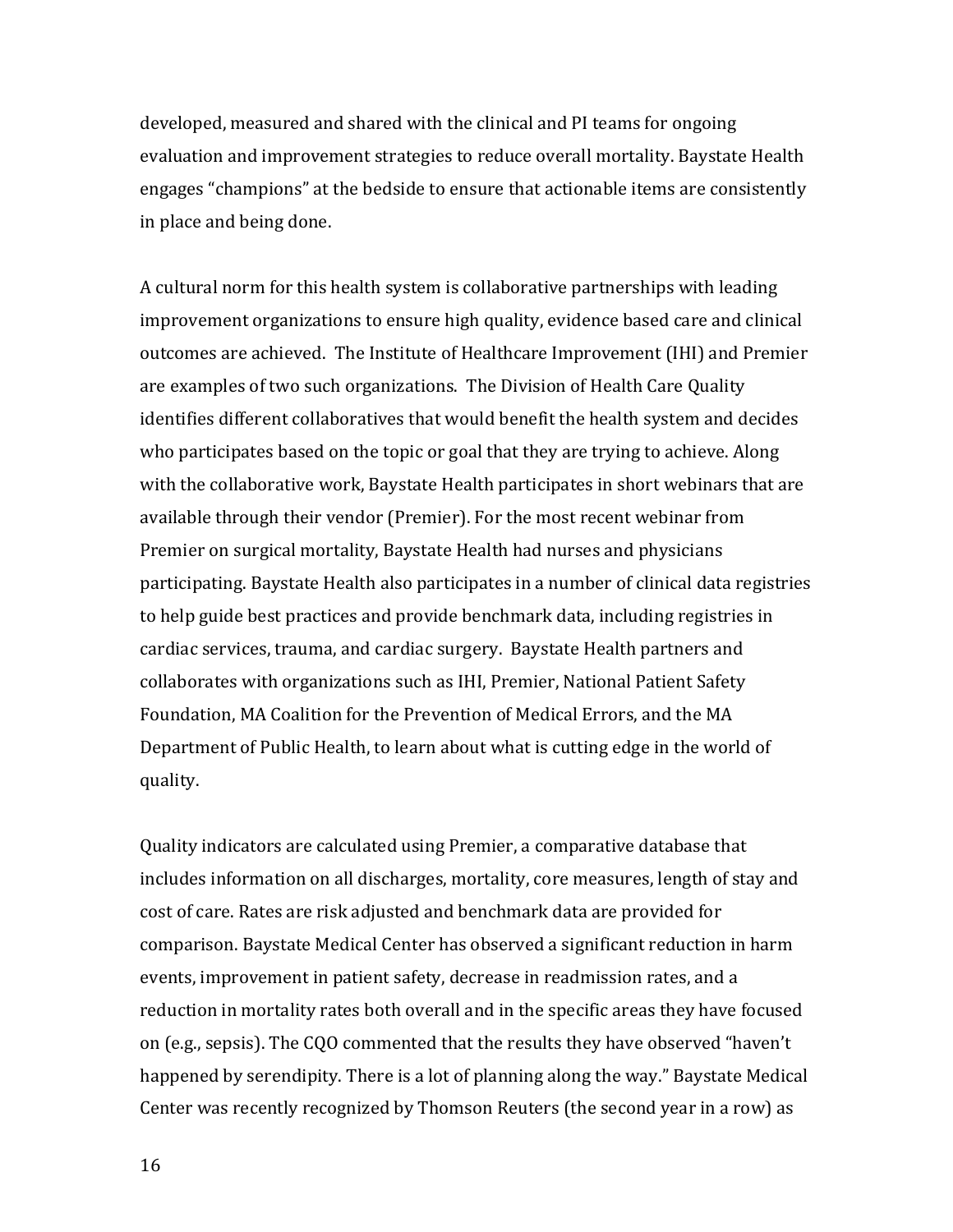developed, measured and shared with the clinical and PI teams for ongoing evaluation and improvement strategies to reduce overall mortality. Baystate Health engages "champions" at the bedside to ensure that actionable items are consistently in place and being done.

A cultural norm for this health system is collaborative partnerships with leading improvement organizations to ensure high quality, evidence based care and clinical outcomes are achieved. The Institute of Healthcare Improvement (IHI) and Premier are examples of two such organizations. The Division of Health Care Quality identifies different collaboratives that would benefit the health system and decides who participates based on the topic or goal that they are trying to achieve. Along with the collaborative work, Baystate Health participates in short webinars that are available through their vendor (Premier). For the most recent webinar from Premier on surgical mortality, Baystate Health had nurses and physicians participating. Baystate Health also participates in a number of clinical data registries to help guide best practices and provide benchmark data, including registries in cardiac services, trauma, and cardiac surgery. Baystate Health partners and collaborates with organizations such as IHI, Premier, National Patient Safety Foundation, MA Coalition for the Prevention of Medical Errors, and the MA Department of Public Health, to learn about what is cutting edge in the world of quality.

Quality indicators are calculated using Premier, a comparative database that includes information on all discharges, mortality, core measures, length of stay and cost of care. Rates are risk adjusted and benchmark data are provided for comparison. Baystate Medical Center has observed a significant reduction in harm events, improvement in patient safety, decrease in readmission rates, and a reduction in mortality rates both overall and in the specific areas they have focused on (e.g., sepsis). The CQO commented that the results they have observed "haven't happened by serendipity. There is a lot of planning along the way." Baystate Medical Center was recently recognized by Thomson Reuters (the second year in a row) as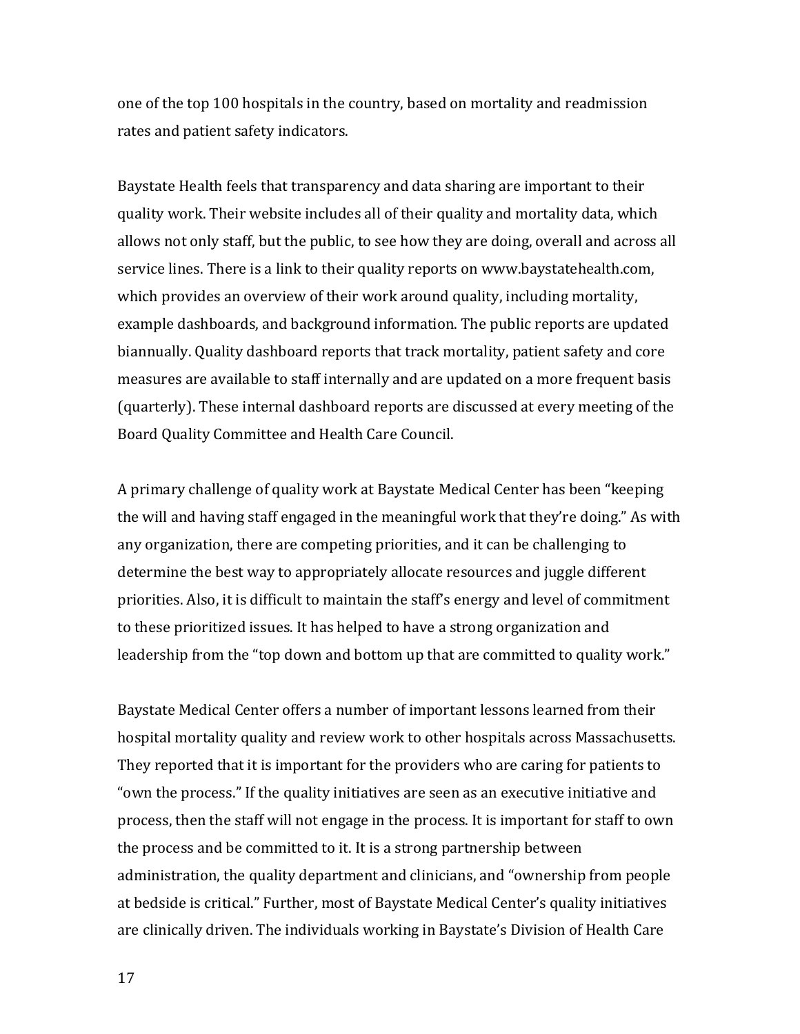one of the top 100 hospitals in the country, based on mortality and readmission rates and patient safety indicators.

Baystate Health feels that transparency and data sharing are important to their quality work. Their website includes all of their quality and mortality data, which allows not only staff, but the public, to see how they are doing, overall and across all service lines. There is a link to their quality reports on www.baystatehealth.com, which provides an overview of their work around quality, including mortality, example dashboards, and background information. The public reports are updated biannually. Quality dashboard reports that track mortality, patient safety and core measures are available to staff internally and are updated on a more frequent basis (quarterly). These internal dashboard reports are discussed at every meeting of the Board Quality Committee and Health Care Council.

A primary challenge of quality work at Baystate Medical Center has been "keeping the will and having staff engaged in the meaningful work that they're doing." As with any organization, there are competing priorities, and it can be challenging to determine the best way to appropriately allocate resources and juggle different priorities. Also, it is difficult to maintain the staff's energy and level of commitment to these prioritized issues. It has helped to have a strong organization and leadership from the "top down and bottom up that are committed to quality work."

Baystate Medical Center offers a number of important lessons learned from their hospital mortality quality and review work to other hospitals across Massachusetts. They reported that it is important for the providers who are caring for patients to "own the process." If the quality initiatives are seen as an executive initiative and process, then the staff will not engage in the process. It is important for staff to own the process and be committed to it. It is a strong partnership between administration, the quality department and clinicians, and "ownership from people at bedside is critical." Further, most of Baystate Medical Center's quality initiatives are clinically driven. The individuals working in Baystate's Division of Health Care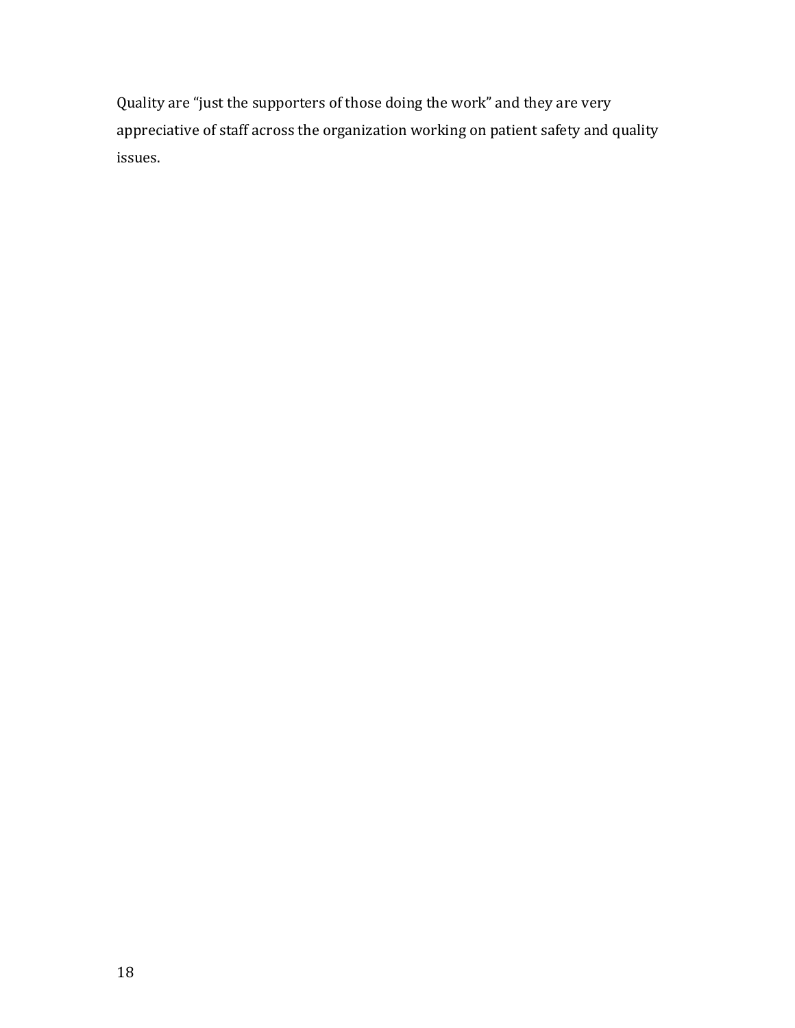Quality are “just the supporters of those doing the work” and they are very appreciative of staff across the organization working on patient safety and quality issues.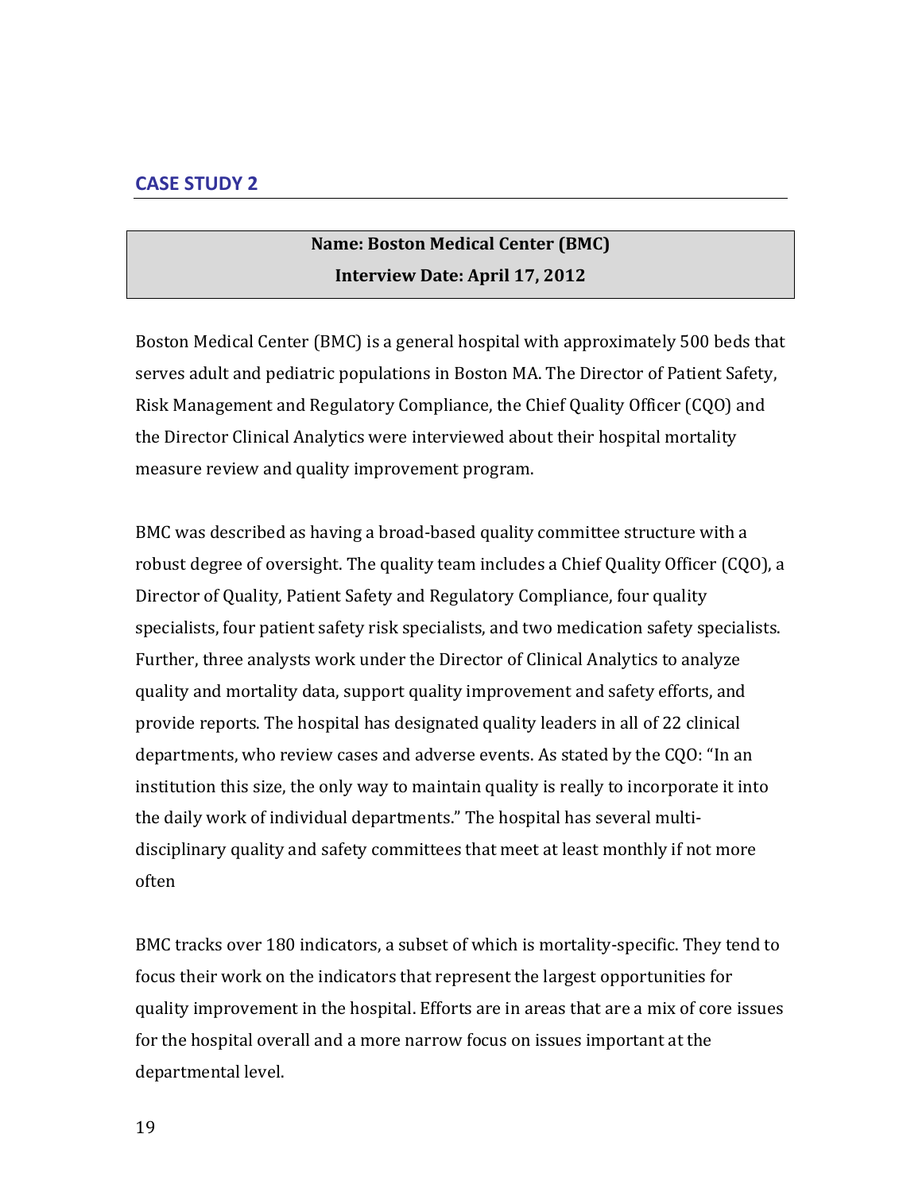## CASE STUDY 2

**Name: Boston Medical Center (BMC)**

**Interview Date: April 17, 2012**

Boston Medical Center (BMC) is a general hospital with approximately 500 beds that serves adult and pediatric populations in Boston MA. The Director of Patient Safety, Risk Management and Regulatory Compliance, the Chief Quality Officer (CQO) and the Director Clinical Analytics were interviewed about their hospital mortality measure review and quality improvement program.

BMC was described as having a broad-based quality committee structure with a robust degree of oversight. The quality team includes a Chief Quality Officer (CQO), a Director of Quality, Patient Safety and Regulatory Compliance, four quality specialists, four patient safety risk specialists, and two medication safety specialists. Further, three analysts work under the Director of Clinical Analytics to analyze quality and mortality data, support quality improvement and safety efforts, and provide reports. The hospital has designated quality leaders in all of 22 clinical departments, who review cases and adverse events. As stated by the CQO: "In an institution this size, the only way to maintain quality is really to incorporate it into the daily work of individual departments." The hospital has several multi-disciplinary quality and safety committees that meet at least monthly if not more often

BMC tracks over 180 indicators, a subset of which is mortality-specific. They tend to focus their work on the indicators that represent the largest opportunities for quality improvement in the hospital. Efforts are in areas that are a mix of core issues for the hospital overall and a more narrow focus on issues important at the departmental level.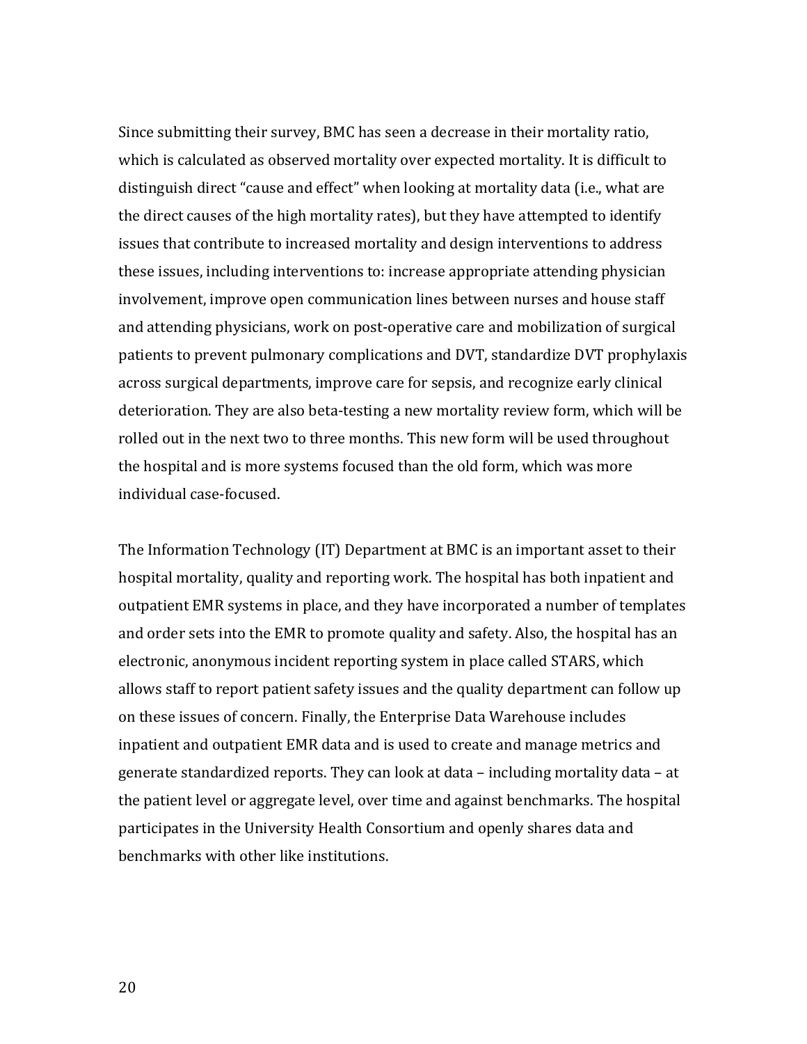Since submitting their survey, BMC has seen a decrease in their mortality ratio, which is calculated as observed mortality over expected mortality. It is difficult to distinguish direct "cause and effect" when looking at mortality data (i.e., what are the direct causes of the high mortality rates), but they have attempted to identify issues that contribute to increased mortality and design interventions to address these issues, including interventions to: increase appropriate attending physician involvement, improve open communication lines between nurses and house staff and attending physicians, work on post-operative care and mobilization of surgical patients to prevent pulmonary complications and DVT, standardize DVT prophylaxis across surgical departments, improve care for sepsis, and recognize early clinical deterioration. They are also beta-testing a new mortality review form, which will be rolled out in the next two to three months. This new form will be used throughout the hospital and is more systems focused than the old form, which was more individual case-focused.

The Information Technology (IT) Department at BMC is an important asset to their hospital mortality, quality and reporting work. The hospital has both inpatient and outpatient EMR systems in place, and they have incorporated a number of templates and order sets into the EMR to promote quality and safety. Also, the hospital has an electronic, anonymous incident reporting system in place called STARS, which allows staff to report patient safety issues and the quality department can follow up on these issues of concern. Finally, the Enterprise Data Warehouse includes inpatient and outpatient EMR data and is used to create and manage metrics and generate standardized reports. They can look at data – including mortality data – at the patient level or aggregate level, over time and against benchmarks. The hospital participates in the University Health Consortium and openly shares data and benchmarks with other like institutions.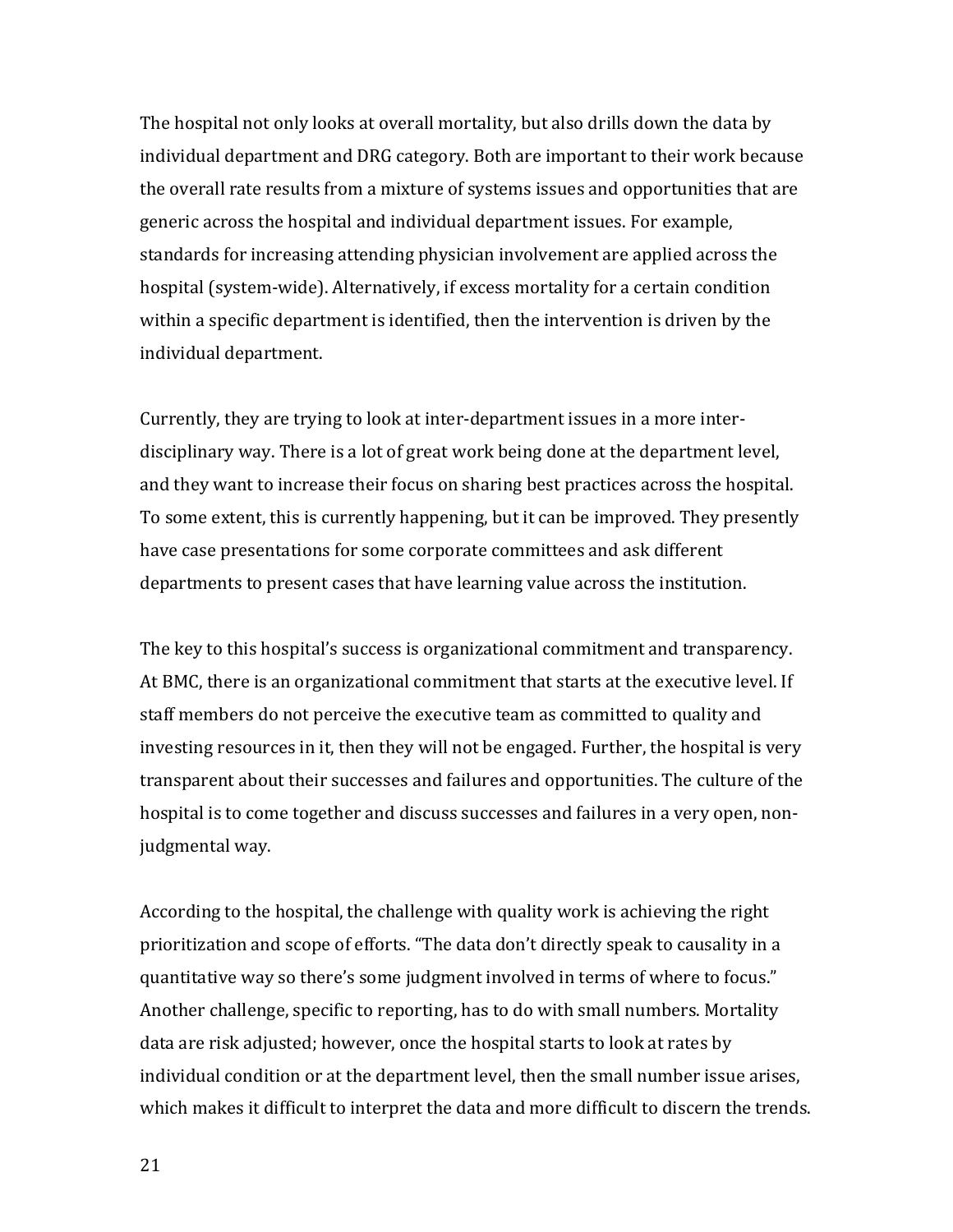The hospital not only looks at overall mortality, but also drills down the data by individual department and DRG category. Both are important to their work because the overall rate results from a mixture of systems issues and opportunities that are generic across the hospital and individual department issues. For example, standards for increasing attending physician involvement are applied across the hospital (system-wide). Alternatively, if excess mortality for a certain condition within a specific department is identified, then the intervention is driven by the individual department.

Currently, they are trying to look at inter-department issues in a more inter-disciplinary way. There is a lot of great work being done at the department level, and they want to increase their focus on sharing best practices across the hospital. To some extent, this is currently happening, but it can be improved. They presently have case presentations for some corporate committees and ask different departments to present cases that have learning value across the institution.

The key to this hospital's success is organizational commitment and transparency. At BMC, there is an organizational commitment that starts at the executive level. If staff members do not perceive the executive team as committed to quality and investing resources in it, then they will not be engaged. Further, the hospital is very transparent about their successes and failures and opportunities. The culture of the hospital is to come together and discuss successes and failures in a very open, non-judgmental way.

According to the hospital, the challenge with quality work is achieving the right prioritization and scope of efforts. "The data don't directly speak to causality in a quantitative way so there's some judgment involved in terms of where to focus." Another challenge, specific to reporting, has to do with small numbers. Mortality data are risk adjusted; however, once the hospital starts to look at rates by individual condition or at the department level, then the small number issue arises, which makes it difficult to interpret the data and more difficult to discern the trends.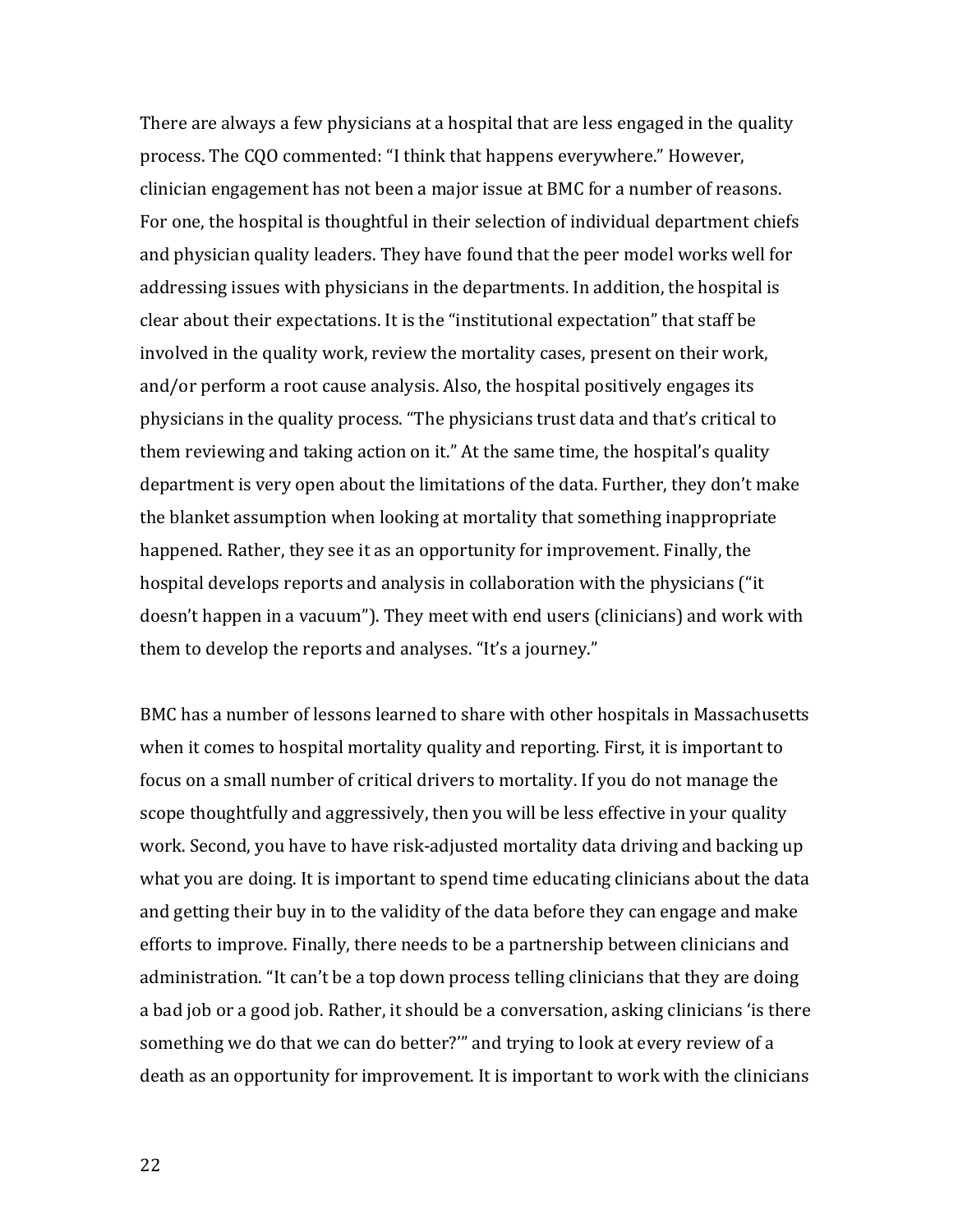There are always a few physicians at a hospital that are less engaged in the quality process. The CQO commented: "I think that happens everywhere." However, clinician engagement has not been a major issue at BMC for a number of reasons. For one, the hospital is thoughtful in their selection of individual department chiefs and physician quality leaders. They have found that the peer model works well for addressing issues with physicians in the departments. In addition, the hospital is clear about their expectations. It is the "institutional expectation" that staff be involved in the quality work, review the mortality cases, present on their work, and/or perform a root cause analysis. Also, the hospital positively engages its physicians in the quality process. "The physicians trust data and that's critical to them reviewing and taking action on it." At the same time, the hospital's quality department is very open about the limitations of the data. Further, they don't make the blanket assumption when looking at mortality that something inappropriate happened. Rather, they see it as an opportunity for improvement. Finally, the hospital develops reports and analysis in collaboration with the physicians ("it doesn't happen in a vacuum"). They meet with end users (clinicians) and work with them to develop the reports and analyses. "It's a journey."

BMC has a number of lessons learned to share with other hospitals in Massachusetts when it comes to hospital mortality quality and reporting. First, it is important to focus on a small number of critical drivers to mortality. If you do not manage the scope thoughtfully and aggressively, then you will be less effective in your quality work. Second, you have to have risk-adjusted mortality data driving and backing up what you are doing. It is important to spend time educating clinicians about the data and getting their buy in to the validity of the data before they can engage and make efforts to improve. Finally, there needs to be a partnership between clinicians and administration. "It can't be a top down process telling clinicians that they are doing a bad job or a good job. Rather, it should be a conversation, asking clinicians 'is there something we do that we can do better?'" and trying to look at every review of a death as an opportunity for improvement. It is important to work with the clinicians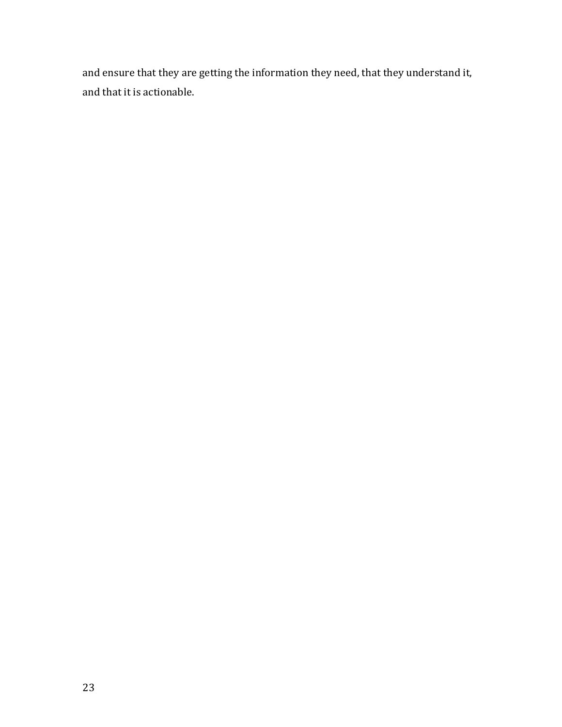and ensure that they are getting the information they need, that they understand it, and that it is actionable.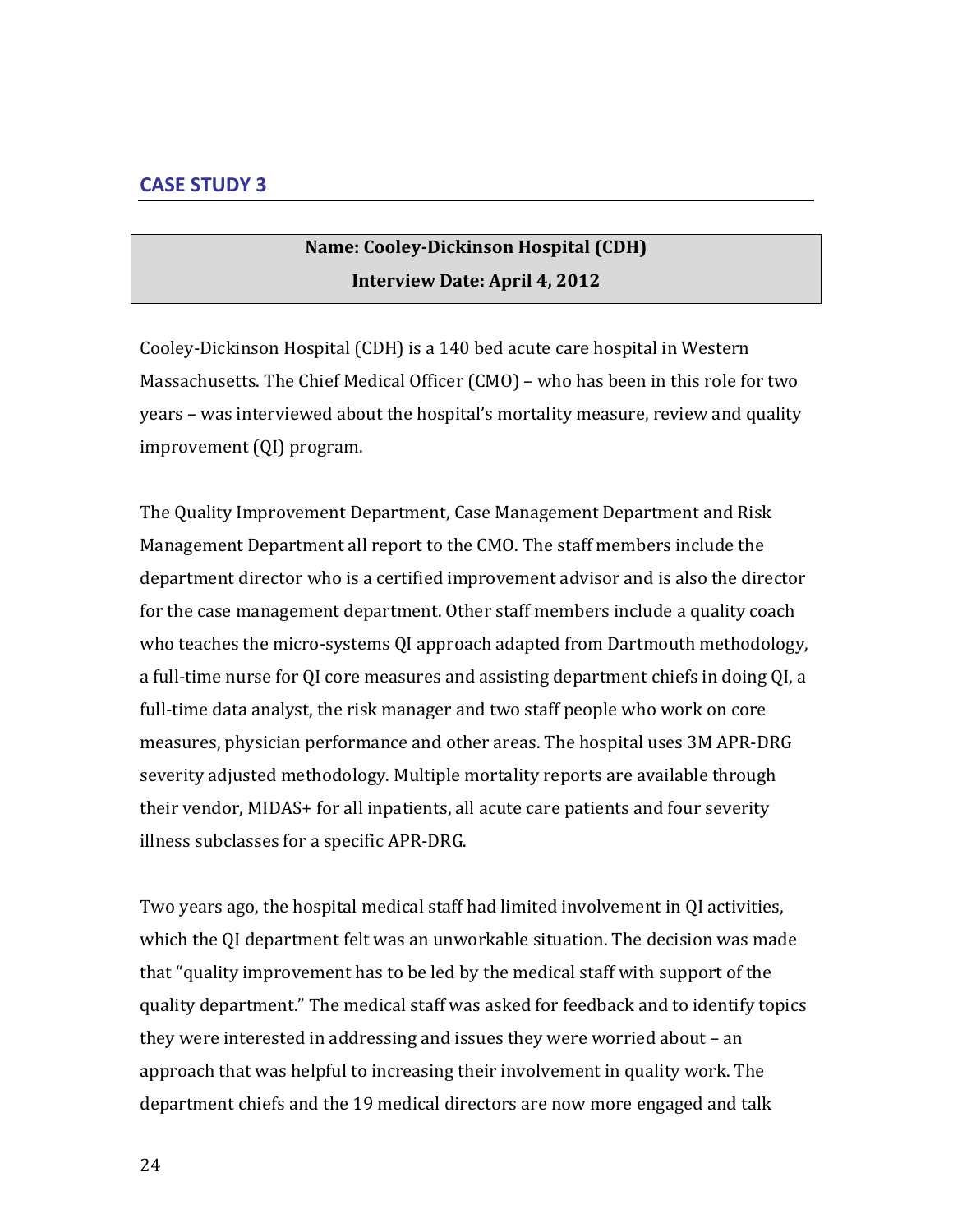## CASE STUDY 3

**Name: Cooley-Dickinson Hospital (CDH)**
**Interview Date: April 4, 2012**

Cooley-Dickinson Hospital (CDH) is a 140 bed acute care hospital in Western Massachusetts. The Chief Medical Officer (CMO) – who has been in this role for two years – was interviewed about the hospital's mortality measure, review and quality improvement (QI) program.

The Quality Improvement Department, Case Management Department and Risk Management Department all report to the CMO. The staff members include the department director who is a certified improvement advisor and is also the director for the case management department. Other staff members include a quality coach who teaches the micro-systems QI approach adapted from Dartmouth methodology, a full-time nurse for QI core measures and assisting department chiefs in doing QI, a full-time data analyst, the risk manager and two staff people who work on core measures, physician performance and other areas. The hospital uses 3M APR-DRG severity adjusted methodology. Multiple mortality reports are available through their vendor, MIDAS+ for all inpatients, all acute care patients and four severity illness subclasses for a specific APR-DRG.

Two years ago, the hospital medical staff had limited involvement in QI activities, which the QI department felt was an unworkable situation. The decision was made that "quality improvement has to be led by the medical staff with support of the quality department." The medical staff was asked for feedback and to identify topics they were interested in addressing and issues they were worried about – an approach that was helpful to increasing their involvement in quality work. The department chiefs and the 19 medical directors are now more engaged and talk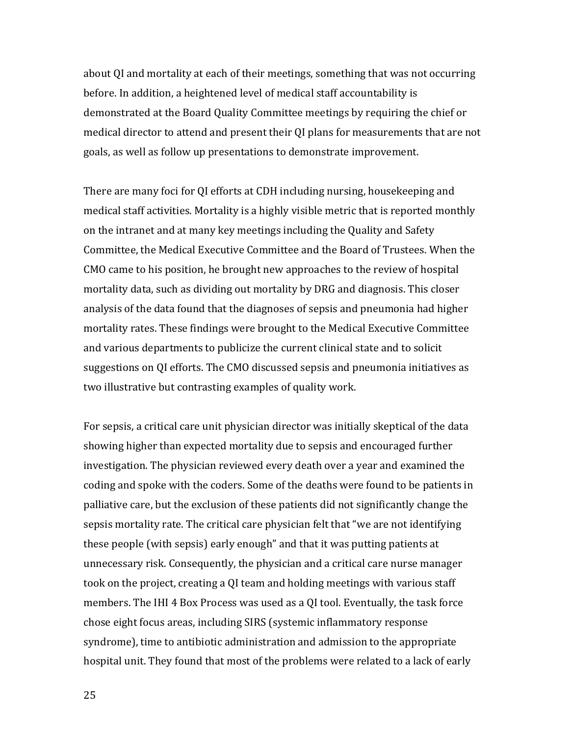about QI and mortality at each of their meetings, something that was not occurring before. In addition, a heightened level of medical staff accountability is demonstrated at the Board Quality Committee meetings by requiring the chief or medical director to attend and present their QI plans for measurements that are not goals, as well as follow up presentations to demonstrate improvement.

There are many foci for QI efforts at CDH including nursing, housekeeping and medical staff activities. Mortality is a highly visible metric that is reported monthly on the intranet and at many key meetings including the Quality and Safety Committee, the Medical Executive Committee and the Board of Trustees. When the CMO came to his position, he brought new approaches to the review of hospital mortality data, such as dividing out mortality by DRG and diagnosis. This closer analysis of the data found that the diagnoses of sepsis and pneumonia had higher mortality rates. These findings were brought to the Medical Executive Committee and various departments to publicize the current clinical state and to solicit suggestions on QI efforts. The CMO discussed sepsis and pneumonia initiatives as two illustrative but contrasting examples of quality work.

For sepsis, a critical care unit physician director was initially skeptical of the data showing higher than expected mortality due to sepsis and encouraged further investigation. The physician reviewed every death over a year and examined the coding and spoke with the coders. Some of the deaths were found to be patients in palliative care, but the exclusion of these patients did not significantly change the sepsis mortality rate. The critical care physician felt that "we are not identifying these people (with sepsis) early enough" and that it was putting patients at unnecessary risk. Consequently, the physician and a critical care nurse manager took on the project, creating a QI team and holding meetings with various staff members. The IHI 4 Box Process was used as a QI tool. Eventually, the task force chose eight focus areas, including SIRS (systemic inflammatory response syndrome), time to antibiotic administration and admission to the appropriate hospital unit. They found that most of the problems were related to a lack of early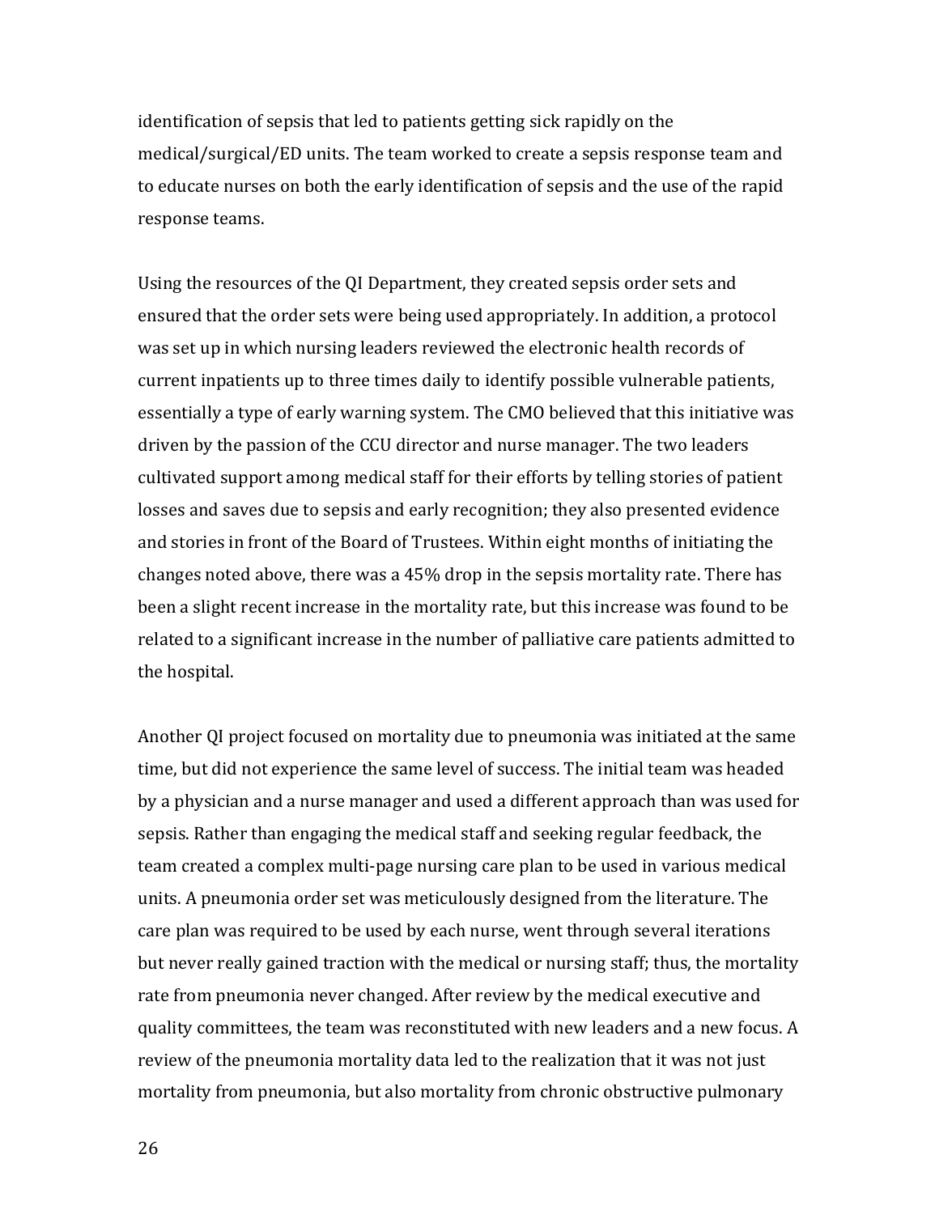identification of sepsis that led to patients getting sick rapidly on the medical/surgical/ED units. The team worked to create a sepsis response team and to educate nurses on both the early identification of sepsis and the use of the rapid response teams.

Using the resources of the QI Department, they created sepsis order sets and ensured that the order sets were being used appropriately. In addition, a protocol was set up in which nursing leaders reviewed the electronic health records of current inpatients up to three times daily to identify possible vulnerable patients, essentially a type of early warning system. The CMO believed that this initiative was driven by the passion of the CCU director and nurse manager. The two leaders cultivated support among medical staff for their efforts by telling stories of patient losses and saves due to sepsis and early recognition; they also presented evidence and stories in front of the Board of Trustees. Within eight months of initiating the changes noted above, there was a 45% drop in the sepsis mortality rate. There has been a slight recent increase in the mortality rate, but this increase was found to be related to a significant increase in the number of palliative care patients admitted to the hospital.

Another QI project focused on mortality due to pneumonia was initiated at the same time, but did not experience the same level of success. The initial team was headed by a physician and a nurse manager and used a different approach than was used for sepsis. Rather than engaging the medical staff and seeking regular feedback, the team created a complex multi-page nursing care plan to be used in various medical units. A pneumonia order set was meticulously designed from the literature. The care plan was required to be used by each nurse, went through several iterations but never really gained traction with the medical or nursing staff; thus, the mortality rate from pneumonia never changed. After review by the medical executive and quality committees, the team was reconstituted with new leaders and a new focus. A review of the pneumonia mortality data led to the realization that it was not just mortality from pneumonia, but also mortality from chronic obstructive pulmonary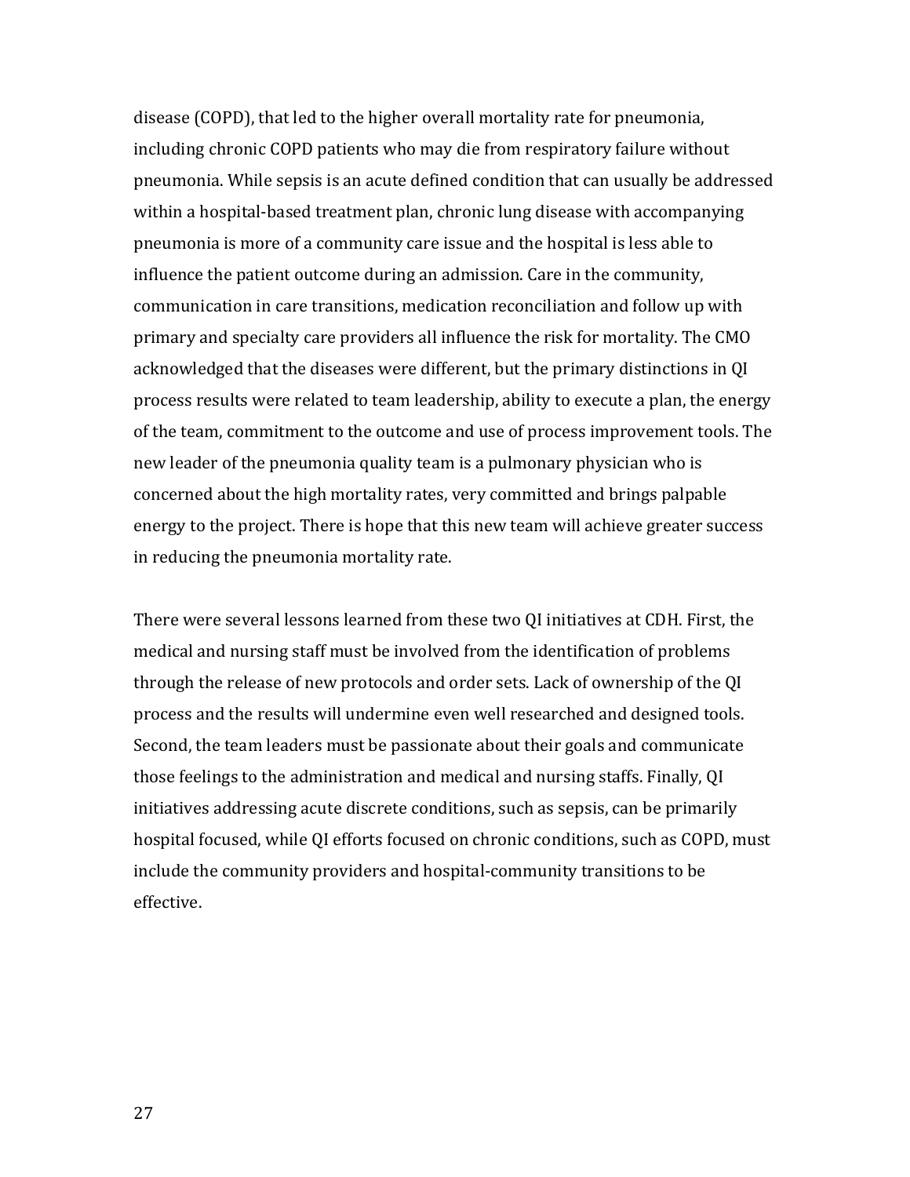disease (COPD), that led to the higher overall mortality rate for pneumonia, including chronic COPD patients who may die from respiratory failure without pneumonia. While sepsis is an acute defined condition that can usually be addressed within a hospital-based treatment plan, chronic lung disease with accompanying pneumonia is more of a community care issue and the hospital is less able to influence the patient outcome during an admission. Care in the community, communication in care transitions, medication reconciliation and follow up with primary and specialty care providers all influence the risk for mortality. The CMO acknowledged that the diseases were different, but the primary distinctions in QI process results were related to team leadership, ability to execute a plan, the energy of the team, commitment to the outcome and use of process improvement tools. The new leader of the pneumonia quality team is a pulmonary physician who is concerned about the high mortality rates, very committed and brings palpable energy to the project. There is hope that this new team will achieve greater success in reducing the pneumonia mortality rate.

There were several lessons learned from these two QI initiatives at CDH. First, the medical and nursing staff must be involved from the identification of problems through the release of new protocols and order sets. Lack of ownership of the QI process and the results will undermine even well researched and designed tools. Second, the team leaders must be passionate about their goals and communicate those feelings to the administration and medical and nursing staffs. Finally, QI initiatives addressing acute discrete conditions, such as sepsis, can be primarily hospital focused, while QI efforts focused on chronic conditions, such as COPD, must include the community providers and hospital-community transitions to be effective.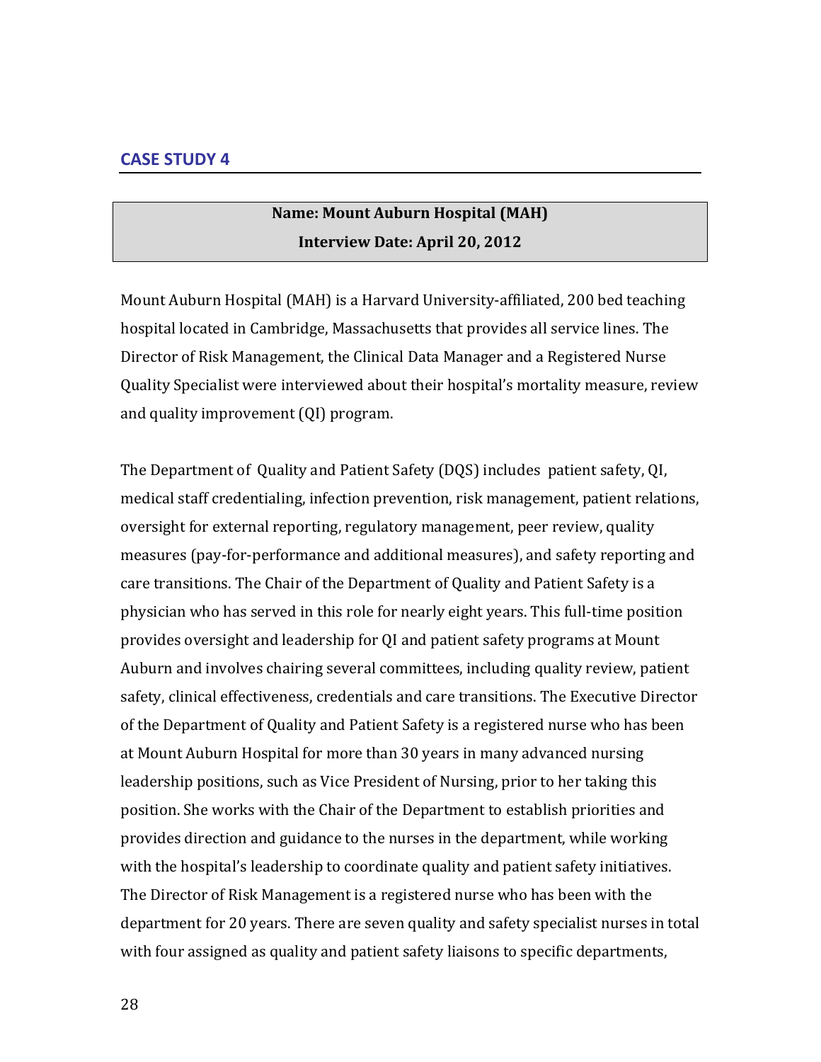## CASE STUDY 4

**Name: Mount Auburn Hospital (MAH)**
**Interview Date: April 20, 2012**

Mount Auburn Hospital (MAH) is a Harvard University-affiliated, 200 bed teaching hospital located in Cambridge, Massachusetts that provides all service lines. The Director of Risk Management, the Clinical Data Manager and a Registered Nurse Quality Specialist were interviewed about their hospital's mortality measure, review and quality improvement (QI) program.

The Department of Quality and Patient Safety (DQS) includes patient safety, QI, medical staff credentialing, infection prevention, risk management, patient relations, oversight for external reporting, regulatory management, peer review, quality measures (pay-for-performance and additional measures), and safety reporting and care transitions. The Chair of the Department of Quality and Patient Safety is a physician who has served in this role for nearly eight years. This full-time position provides oversight and leadership for QI and patient safety programs at Mount Auburn and involves chairing several committees, including quality review, patient safety, clinical effectiveness, credentials and care transitions. The Executive Director of the Department of Quality and Patient Safety is a registered nurse who has been at Mount Auburn Hospital for more than 30 years in many advanced nursing leadership positions, such as Vice President of Nursing, prior to her taking this position. She works with the Chair of the Department to establish priorities and provides direction and guidance to the nurses in the department, while working with the hospital's leadership to coordinate quality and patient safety initiatives. The Director of Risk Management is a registered nurse who has been with the department for 20 years. There are seven quality and safety specialist nurses in total with four assigned as quality and patient safety liaisons to specific departments,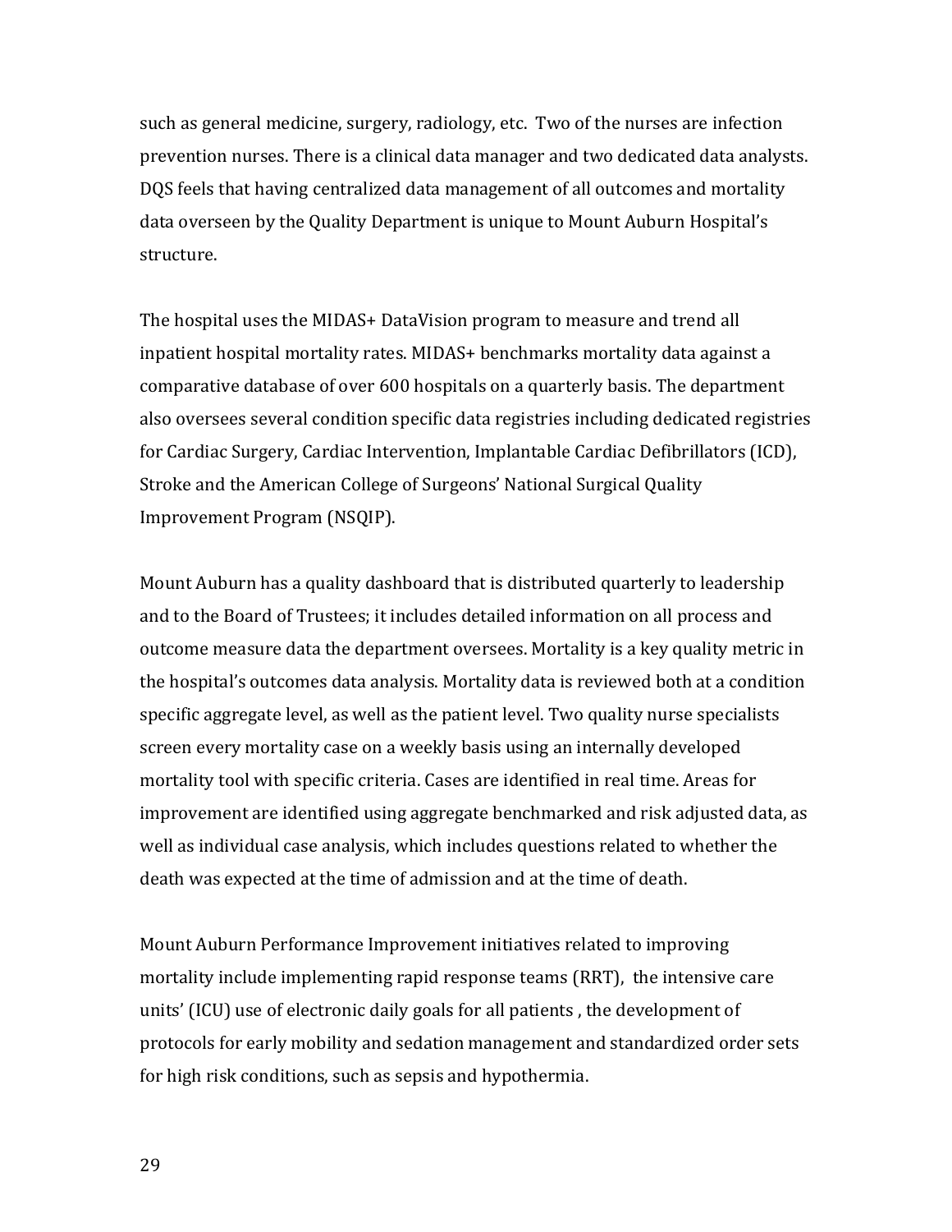such as general medicine, surgery, radiology, etc. Two of the nurses are infection prevention nurses. There is a clinical data manager and two dedicated data analysts. DQS feels that having centralized data management of all outcomes and mortality data overseen by the Quality Department is unique to Mount Auburn Hospital's structure.

The hospital uses the MIDAS+ DataVision program to measure and trend all inpatient hospital mortality rates. MIDAS+ benchmarks mortality data against a comparative database of over 600 hospitals on a quarterly basis. The department also oversees several condition specific data registries including dedicated registries for Cardiac Surgery, Cardiac Intervention, Implantable Cardiac Defibrillators (ICD), Stroke and the American College of Surgeons' National Surgical Quality Improvement Program (NSQIP).

Mount Auburn has a quality dashboard that is distributed quarterly to leadership and to the Board of Trustees; it includes detailed information on all process and outcome measure data the department oversees. Mortality is a key quality metric in the hospital's outcomes data analysis. Mortality data is reviewed both at a condition specific aggregate level, as well as the patient level. Two quality nurse specialists screen every mortality case on a weekly basis using an internally developed mortality tool with specific criteria. Cases are identified in real time. Areas for improvement are identified using aggregate benchmarked and risk adjusted data, as well as individual case analysis, which includes questions related to whether the death was expected at the time of admission and at the time of death.

Mount Auburn Performance Improvement initiatives related to improving mortality include implementing rapid response teams (RRT), the intensive care units' (ICU) use of electronic daily goals for all patients , the development of protocols for early mobility and sedation management and standardized order sets for high risk conditions, such as sepsis and hypothermia.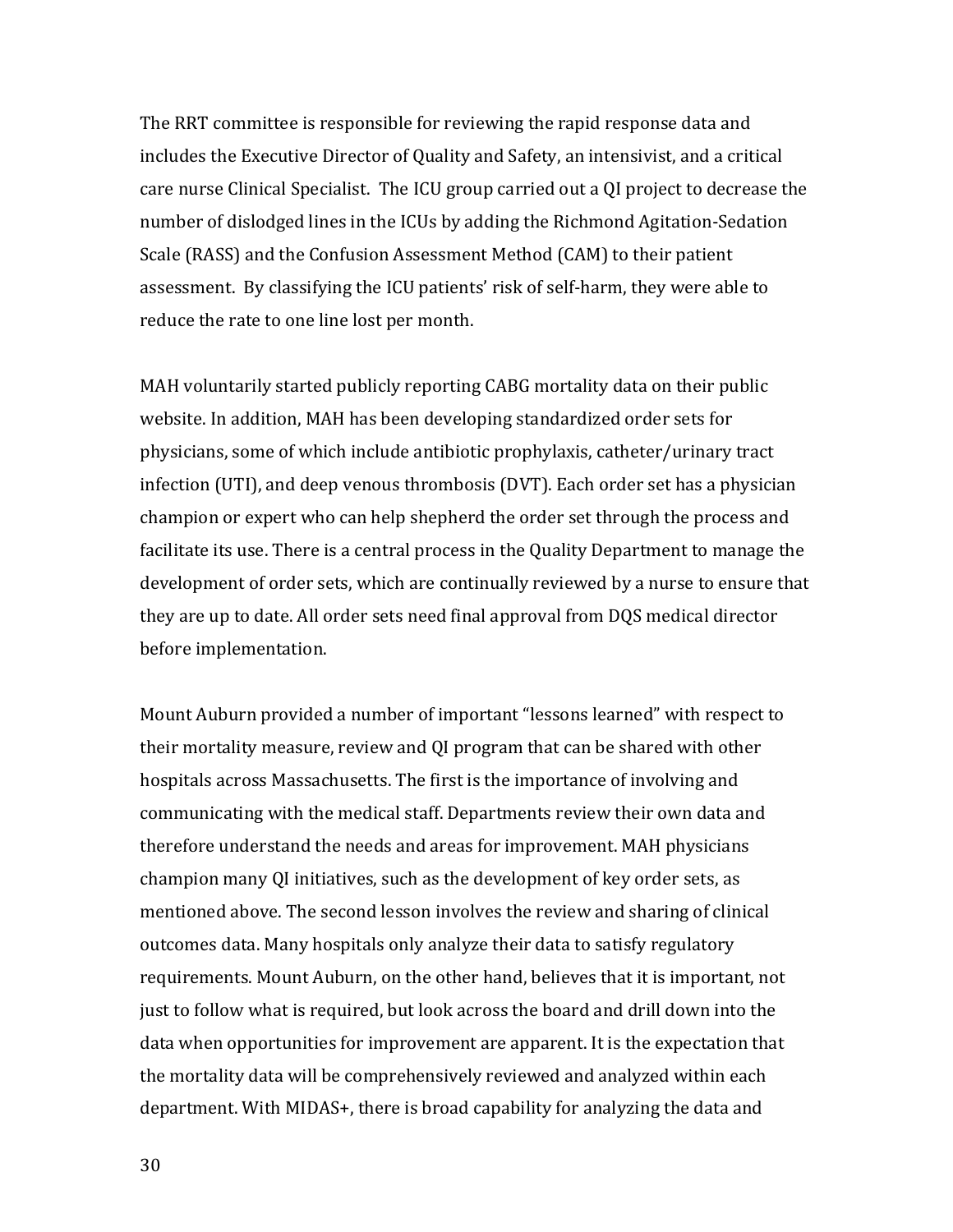The RRT committee is responsible for reviewing the rapid response data and includes the Executive Director of Quality and Safety, an intensivist, and a critical care nurse Clinical Specialist. The ICU group carried out a QI project to decrease the number of dislodged lines in the ICUs by adding the Richmond Agitation-Sedation Scale (RASS) and the Confusion Assessment Method (CAM) to their patient assessment. By classifying the ICU patients' risk of self-harm, they were able to reduce the rate to one line lost per month.

MAH voluntarily started publicly reporting CABG mortality data on their public website. In addition, MAH has been developing standardized order sets for physicians, some of which include antibiotic prophylaxis, catheter/urinary tract infection (UTI), and deep venous thrombosis (DVT). Each order set has a physician champion or expert who can help shepherd the order set through the process and facilitate its use. There is a central process in the Quality Department to manage the development of order sets, which are continually reviewed by a nurse to ensure that they are up to date. All order sets need final approval from DQS medical director before implementation.

Mount Auburn provided a number of important "lessons learned" with respect to their mortality measure, review and QI program that can be shared with other hospitals across Massachusetts. The first is the importance of involving and communicating with the medical staff. Departments review their own data and therefore understand the needs and areas for improvement. MAH physicians champion many QI initiatives, such as the development of key order sets, as mentioned above. The second lesson involves the review and sharing of clinical outcomes data. Many hospitals only analyze their data to satisfy regulatory requirements. Mount Auburn, on the other hand, believes that it is important, not just to follow what is required, but look across the board and drill down into the data when opportunities for improvement are apparent. It is the expectation that the mortality data will be comprehensively reviewed and analyzed within each department. With MIDAS+, there is broad capability for analyzing the data and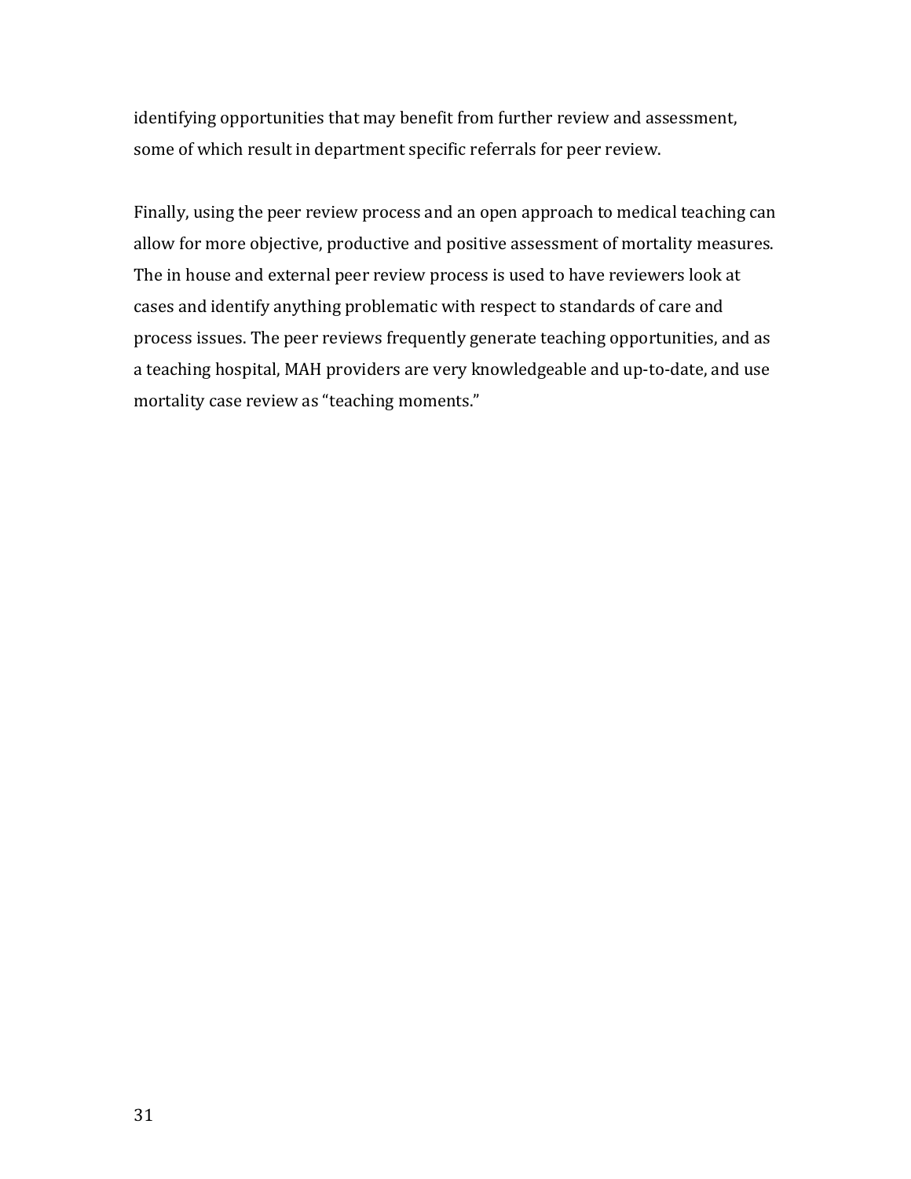identifying opportunities that may benefit from further review and assessment, some of which result in department specific referrals for peer review.

Finally, using the peer review process and an open approach to medical teaching can allow for more objective, productive and positive assessment of mortality measures. The in house and external peer review process is used to have reviewers look at cases and identify anything problematic with respect to standards of care and process issues. The peer reviews frequently generate teaching opportunities, and as a teaching hospital, MAH providers are very knowledgeable and up-to-date, and use mortality case review as "teaching moments."